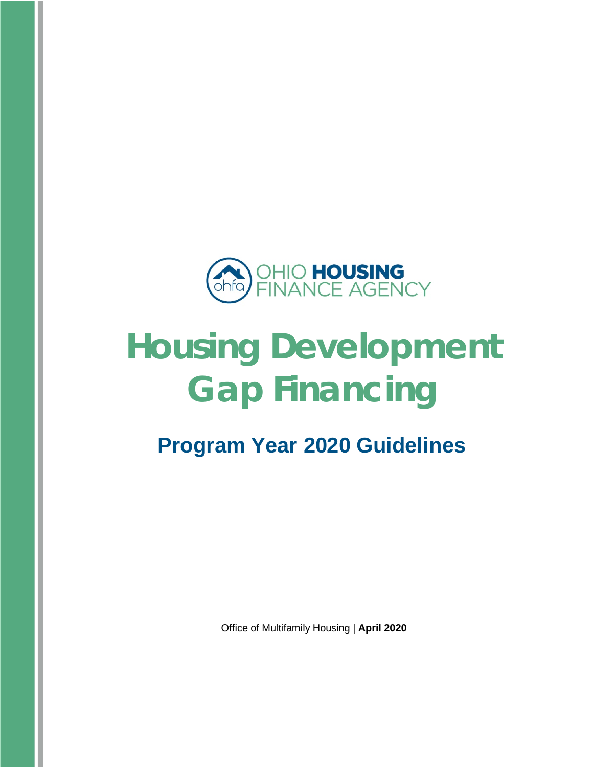OHIO **HOUSING**
FINANCE AGENCY

# Housing Development Gap Financing

## Program Year 2020 Guidelines

Office of Multifamily Housing | **April 2020**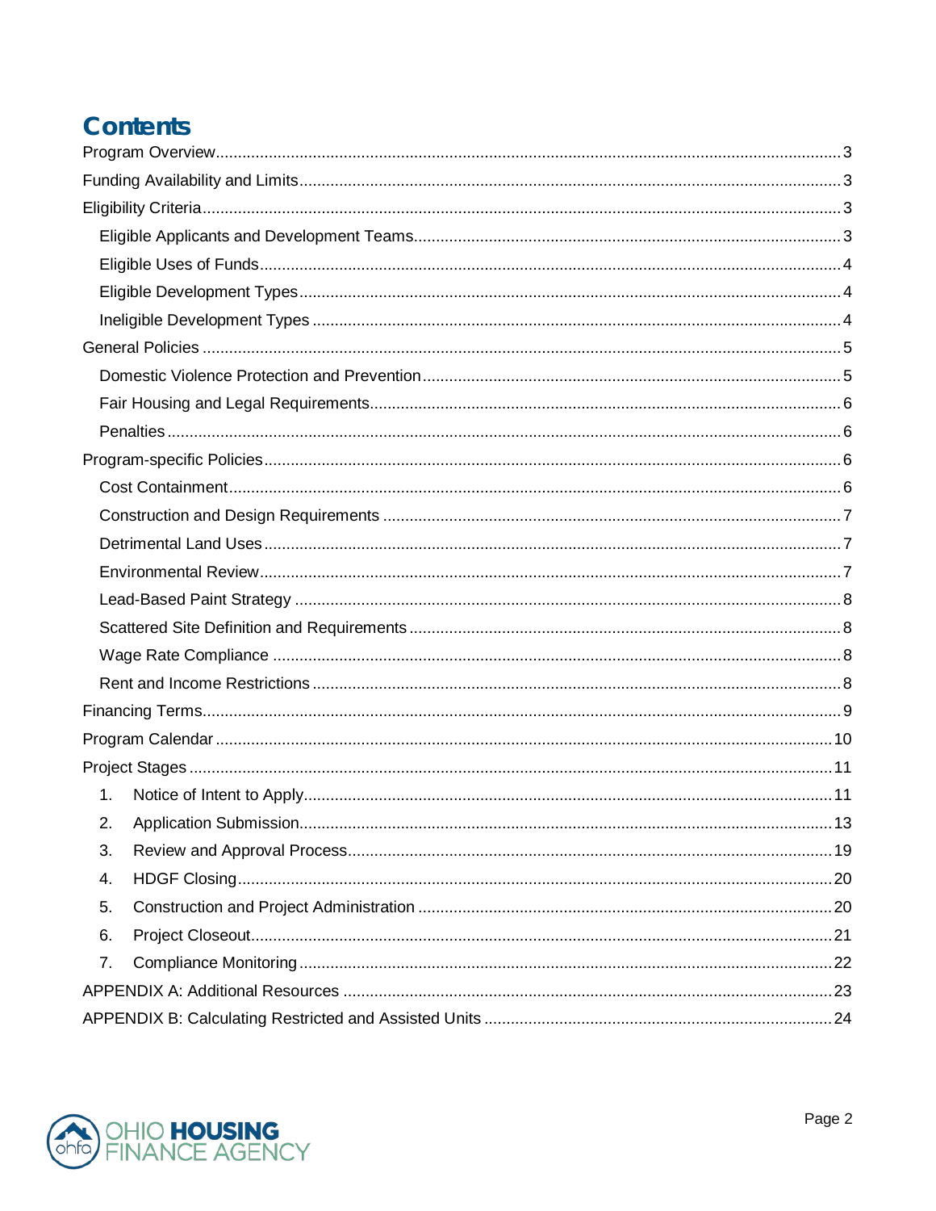# Contents

- Program Overview ... 3
- Funding Availability and Limits ... 3
- Eligibility Criteria ... 3
  - Eligible Applicants and Development Teams ... 3
  - Eligible Uses of Funds ... 4
  - Eligible Development Types ... 4
  - Ineligible Development Types ... 4
- General Policies ... 5
  - Domestic Violence Protection and Prevention ... 5
  - Fair Housing and Legal Requirements ... 6
  - Penalties ... 6
- Program-specific Policies ... 6
  - Cost Containment ... 6
  - Construction and Design Requirements ... 7
  - Detrimental Land Uses ... 7
  - Environmental Review ... 7
  - Lead-Based Paint Strategy ... 8
  - Scattered Site Definition and Requirements ... 8
  - Wage Rate Compliance ... 8
  - Rent and Income Restrictions ... 8
- Financing Terms ... 9
- Program Calendar ... 10
- Project Stages ... 11
  1. Notice of Intent to Apply ... 11
  2. Application Submission ... 13
  3. Review and Approval Process ... 19
  4. HDGF Closing ... 20
  5. Construction and Project Administration ... 20
  6. Project Closeout ... 21
  7. Compliance Monitoring ... 22
- APPENDIX A: Additional Resources ... 23
- APPENDIX B: Calculating Restricted and Assisted Units ... 24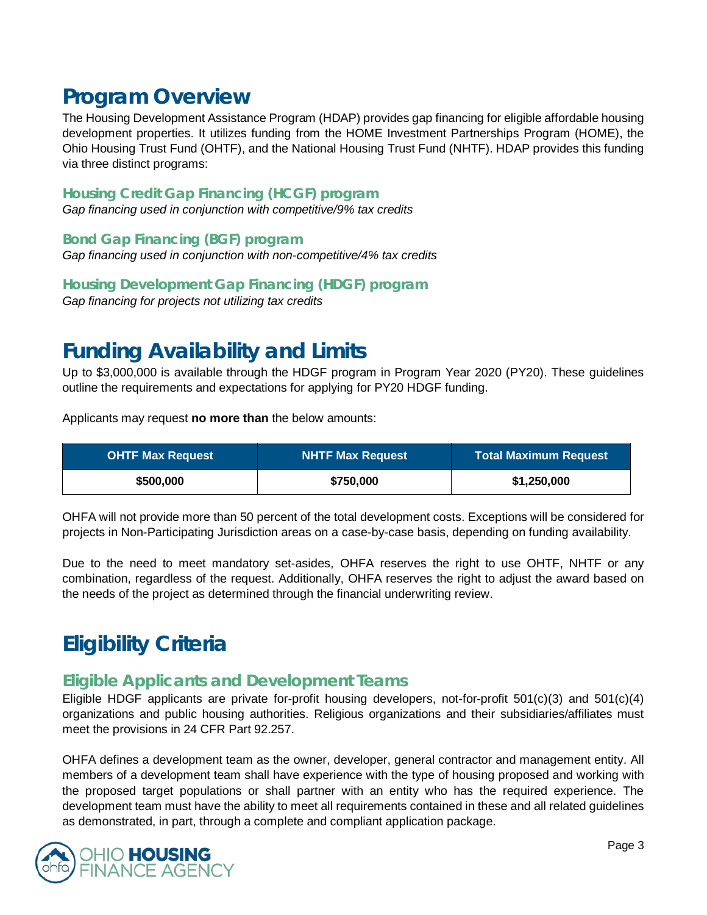# Program Overview

The Housing Development Assistance Program (HDAP) provides gap financing for eligible affordable housing development properties. It utilizes funding from the HOME Investment Partnerships Program (HOME), the Ohio Housing Trust Fund (OHTF), and the National Housing Trust Fund (NHTF). HDAP provides this funding via three distinct programs:

### Housing Credit Gap Financing (HCGF) program

*Gap financing used in conjunction with competitive/9% tax credits*

### Bond Gap Financing (BGF) program

*Gap financing used in conjunction with non-competitive/4% tax credits*

### Housing Development Gap Financing (HDGF) program

*Gap financing for projects not utilizing tax credits*

# Funding Availability and Limits

Up to $3,000,000 is available through the HDGF program in Program Year 2020 (PY20). These guidelines outline the requirements and expectations for applying for PY20 HDGF funding.

Applicants may request **no more than** the below amounts:

| OHTF Max Request | NHTF Max Request | Total Maximum Request |
| --- | --- | --- |
| **$500,000** | **$750,000** | **$1,250,000** |

OHFA will not provide more than 50 percent of the total development costs. Exceptions will be considered for projects in Non-Participating Jurisdiction areas on a case-by-case basis, depending on funding availability.

Due to the need to meet mandatory set-asides, OHFA reserves the right to use OHTF, NHTF or any combination, regardless of the request. Additionally, OHFA reserves the right to adjust the award based on the needs of the project as determined through the financial underwriting review.

# Eligibility Criteria

## Eligible Applicants and Development Teams

Eligible HDGF applicants are private for-profit housing developers, not-for-profit 501(c)(3) and 501(c)(4) organizations and public housing authorities. Religious organizations and their subsidiaries/affiliates must meet the provisions in 24 CFR Part 92.257.

OHFA defines a development team as the owner, developer, general contractor and management entity. All members of a development team shall have experience with the type of housing proposed and working with the proposed target populations or shall partner with an entity who has the required experience. The development team must have the ability to meet all requirements contained in these and all related guidelines as demonstrated, in part, through a complete and compliant application package.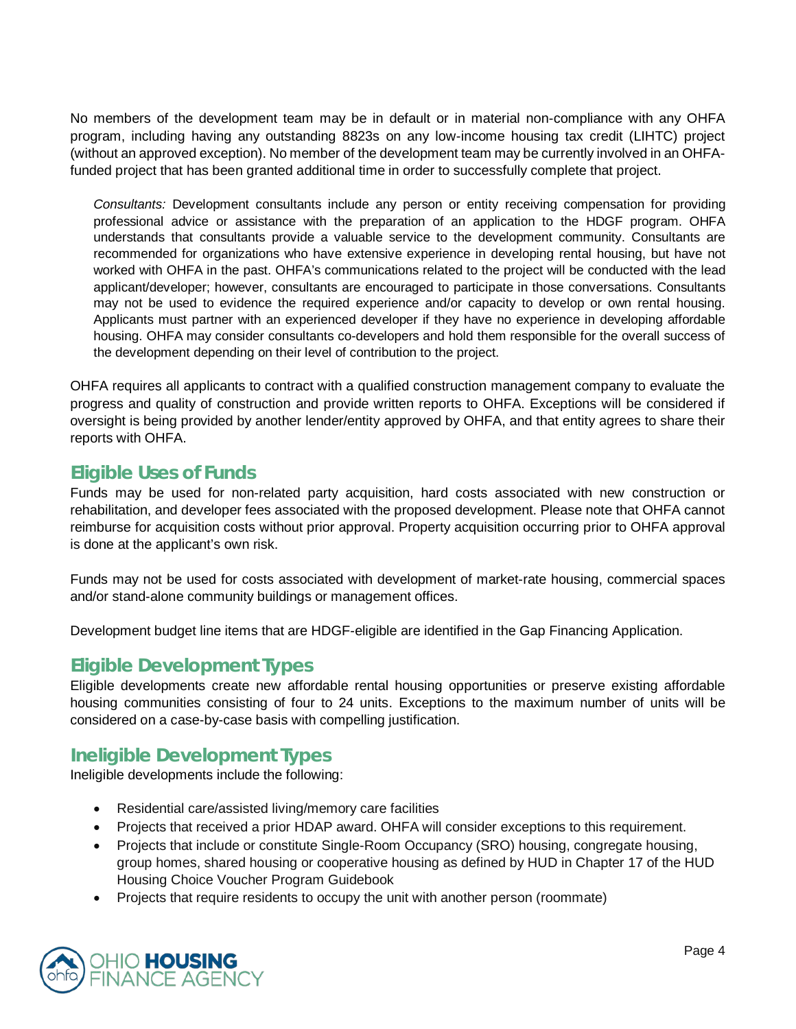No members of the development team may be in default or in material non-compliance with any OHFA program, including having any outstanding 8823s on any low-income housing tax credit (LIHTC) project (without an approved exception). No member of the development team may be currently involved in an OHFA-funded project that has been granted additional time in order to successfully complete that project.

> *Consultants:* Development consultants include any person or entity receiving compensation for providing professional advice or assistance with the preparation of an application to the HDGF program. OHFA understands that consultants provide a valuable service to the development community. Consultants are recommended for organizations who have extensive experience in developing rental housing, but have not worked with OHFA in the past. OHFA's communications related to the project will be conducted with the lead applicant/developer; however, consultants are encouraged to participate in those conversations. Consultants may not be used to evidence the required experience and/or capacity to develop or own rental housing. Applicants must partner with an experienced developer if they have no experience in developing affordable housing. OHFA may consider consultants co-developers and hold them responsible for the overall success of the development depending on their level of contribution to the project.

OHFA requires all applicants to contract with a qualified construction management company to evaluate the progress and quality of construction and provide written reports to OHFA. Exceptions will be considered if oversight is being provided by another lender/entity approved by OHFA, and that entity agrees to share their reports with OHFA.

## Eligible Uses of Funds

Funds may be used for non-related party acquisition, hard costs associated with new construction or rehabilitation, and developer fees associated with the proposed development. Please note that OHFA cannot reimburse for acquisition costs without prior approval. Property acquisition occurring prior to OHFA approval is done at the applicant's own risk.

Funds may not be used for costs associated with development of market-rate housing, commercial spaces and/or stand-alone community buildings or management offices.

Development budget line items that are HDGF-eligible are identified in the Gap Financing Application.

## Eligible Development Types

Eligible developments create new affordable rental housing opportunities or preserve existing affordable housing communities consisting of four to 24 units. Exceptions to the maximum number of units will be considered on a case-by-case basis with compelling justification.

## Ineligible Development Types

Ineligible developments include the following:

- Residential care/assisted living/memory care facilities
- Projects that received a prior HDAP award. OHFA will consider exceptions to this requirement.
- Projects that include or constitute Single-Room Occupancy (SRO) housing, congregate housing, group homes, shared housing or cooperative housing as defined by HUD in Chapter 17 of the HUD Housing Choice Voucher Program Guidebook
- Projects that require residents to occupy the unit with another person (roommate)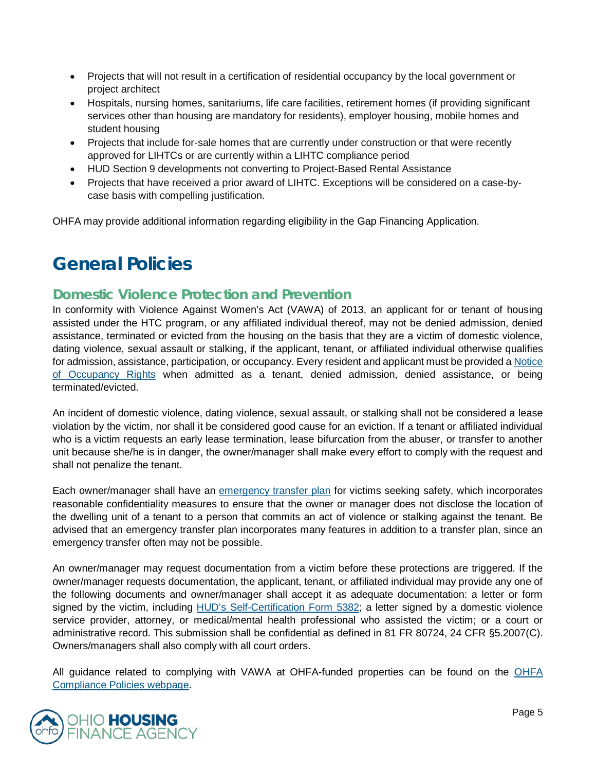- Projects that will not result in a certification of residential occupancy by the local government or project architect
- Hospitals, nursing homes, sanitariums, life care facilities, retirement homes (if providing significant services other than housing are mandatory for residents), employer housing, mobile homes and student housing
- Projects that include for-sale homes that are currently under construction or that were recently approved for LIHTCs or are currently within a LIHTC compliance period
- HUD Section 9 developments not converting to Project-Based Rental Assistance
- Projects that have received a prior award of LIHTC. Exceptions will be considered on a case-by-case basis with compelling justification.

OHFA may provide additional information regarding eligibility in the Gap Financing Application.

# General Policies

## Domestic Violence Protection and Prevention

In conformity with Violence Against Women's Act (VAWA) of 2013, an applicant for or tenant of housing assisted under the HTC program, or any affiliated individual thereof, may not be denied admission, denied assistance, terminated or evicted from the housing on the basis that they are a victim of domestic violence, dating violence, sexual assault or stalking, if the applicant, tenant, or affiliated individual otherwise qualifies for admission, assistance, participation, or occupancy. Every resident and applicant must be provided a Notice of Occupancy Rights when admitted as a tenant, denied admission, denied assistance, or being terminated/evicted.

An incident of domestic violence, dating violence, sexual assault, or stalking shall not be considered a lease violation by the victim, nor shall it be considered good cause for an eviction. If a tenant or affiliated individual who is a victim requests an early lease termination, lease bifurcation from the abuser, or transfer to another unit because she/he is in danger, the owner/manager shall make every effort to comply with the request and shall not penalize the tenant.

Each owner/manager shall have an emergency transfer plan for victims seeking safety, which incorporates reasonable confidentiality measures to ensure that the owner or manager does not disclose the location of the dwelling unit of a tenant to a person that commits an act of violence or stalking against the tenant. Be advised that an emergency transfer plan incorporates many features in addition to a transfer plan, since an emergency transfer often may not be possible.

An owner/manager may request documentation from a victim before these protections are triggered. If the owner/manager requests documentation, the applicant, tenant, or affiliated individual may provide any one of the following documents and owner/manager shall accept it as adequate documentation: a letter or form signed by the victim, including HUD's Self-Certification Form 5382; a letter signed by a domestic violence service provider, attorney, or medical/mental health professional who assisted the victim; or a court or administrative record. This submission shall be confidential as defined in 81 FR 80724, 24 CFR §5.2007(C). Owners/managers shall also comply with all court orders.

All guidance related to complying with VAWA at OHFA-funded properties can be found on the OHFA Compliance Policies webpage.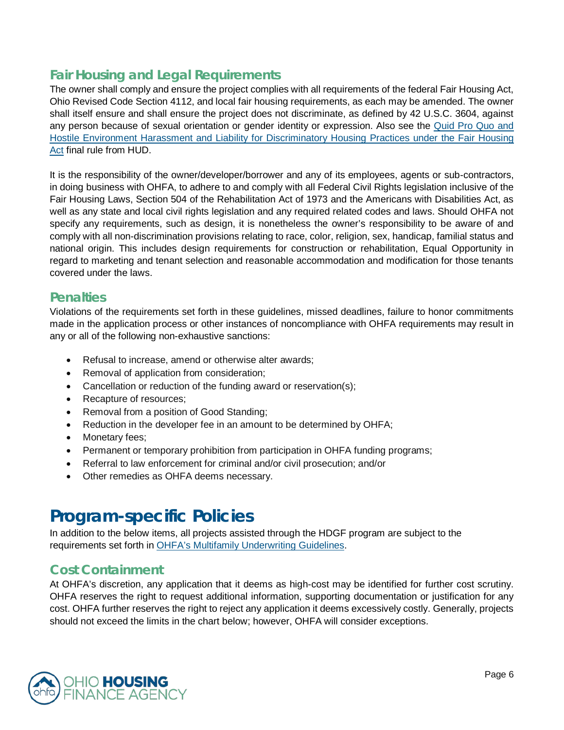## Fair Housing and Legal Requirements

The owner shall comply and ensure the project complies with all requirements of the federal Fair Housing Act, Ohio Revised Code Section 4112, and local fair housing requirements, as each may be amended. The owner shall itself ensure and shall ensure the project does not discriminate, as defined by 42 U.S.C. 3604, against any person because of sexual orientation or gender identity or expression. Also see the [Quid Pro Quo and Hostile Environment Harassment and Liability for Discriminatory Housing Practices under the Fair Housing Act]() final rule from HUD.

It is the responsibility of the owner/developer/borrower and any of its employees, agents or sub-contractors, in doing business with OHFA, to adhere to and comply with all Federal Civil Rights legislation inclusive of the Fair Housing Laws, Section 504 of the Rehabilitation Act of 1973 and the Americans with Disabilities Act, as well as any state and local civil rights legislation and any required related codes and laws. Should OHFA not specify any requirements, such as design, it is nonetheless the owner's responsibility to be aware of and comply with all non-discrimination provisions relating to race, color, religion, sex, handicap, familial status and national origin. This includes design requirements for construction or rehabilitation, Equal Opportunity in regard to marketing and tenant selection and reasonable accommodation and modification for those tenants covered under the laws.

## Penalties

Violations of the requirements set forth in these guidelines, missed deadlines, failure to honor commitments made in the application process or other instances of noncompliance with OHFA requirements may result in any or all of the following non-exhaustive sanctions:

- Refusal to increase, amend or otherwise alter awards;
- Removal of application from consideration;
- Cancellation or reduction of the funding award or reservation(s);
- Recapture of resources;
- Removal from a position of Good Standing;
- Reduction in the developer fee in an amount to be determined by OHFA;
- Monetary fees;
- Permanent or temporary prohibition from participation in OHFA funding programs;
- Referral to law enforcement for criminal and/or civil prosecution; and/or
- Other remedies as OHFA deems necessary.

# Program-specific Policies

In addition to the below items, all projects assisted through the HDGF program are subject to the requirements set forth in [OHFA's Multifamily Underwriting Guidelines]().

## Cost Containment

At OHFA's discretion, any application that it deems as high-cost may be identified for further cost scrutiny. OHFA reserves the right to request additional information, supporting documentation or justification for any cost. OHFA further reserves the right to reject any application it deems excessively costly. Generally, projects should not exceed the limits in the chart below; however, OHFA will consider exceptions.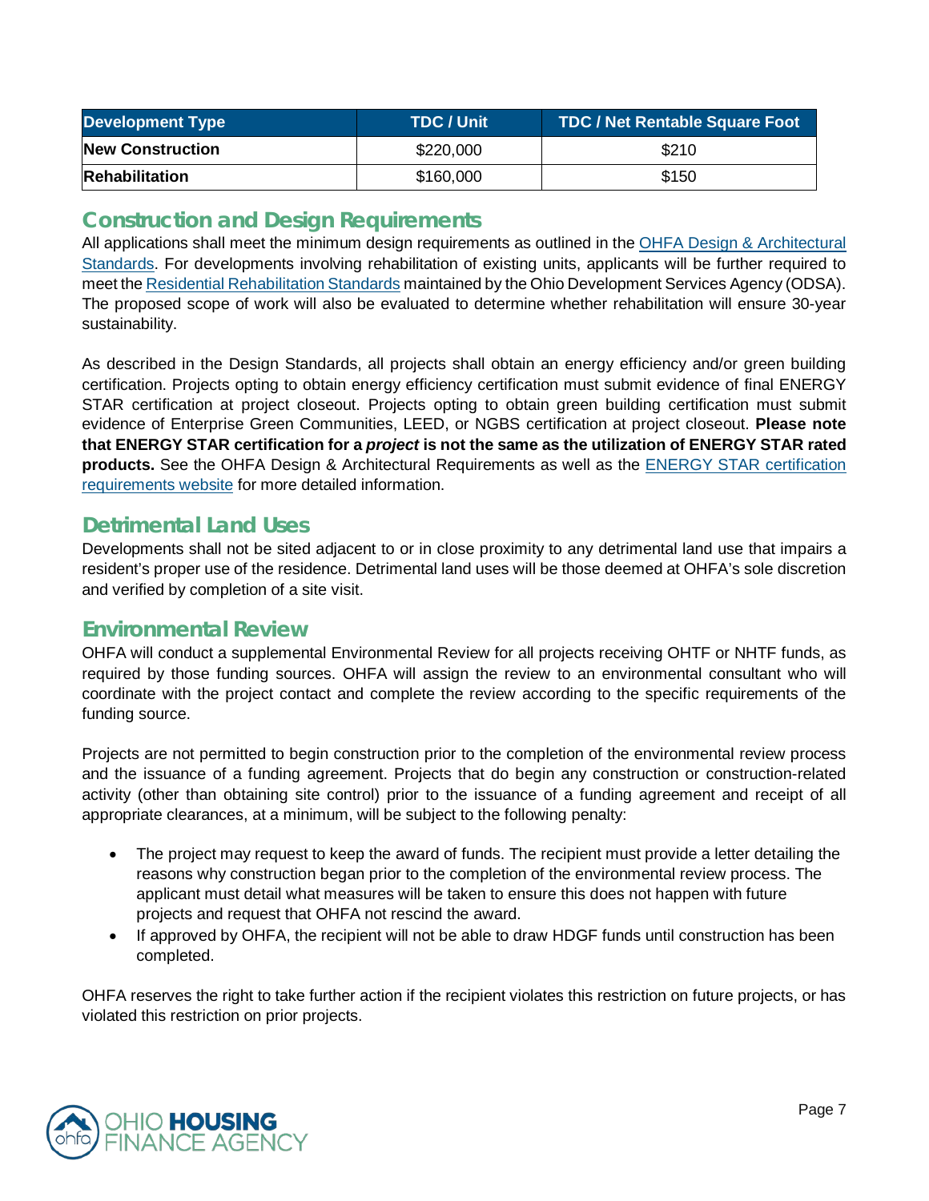| Development Type | TDC / Unit | TDC / Net Rentable Square Foot |
|---|---|---|
| **New Construction** | $220,000 | $210 |
| **Rehabilitation** | $160,000 | $150 |

## Construction and Design Requirements

All applications shall meet the minimum design requirements as outlined in the OHFA Design & Architectural Standards. For developments involving rehabilitation of existing units, applicants will be further required to meet the Residential Rehabilitation Standards maintained by the Ohio Development Services Agency (ODSA). The proposed scope of work will also be evaluated to determine whether rehabilitation will ensure 30-year sustainability.

As described in the Design Standards, all projects shall obtain an energy efficiency and/or green building certification. Projects opting to obtain energy efficiency certification must submit evidence of final ENERGY STAR certification at project closeout. Projects opting to obtain green building certification must submit evidence of Enterprise Green Communities, LEED, or NGBS certification at project closeout. **Please note that ENERGY STAR certification for a *project* is not the same as the utilization of ENERGY STAR rated products.** See the OHFA Design & Architectural Requirements as well as the ENERGY STAR certification requirements website for more detailed information.

## Detrimental Land Uses

Developments shall not be sited adjacent to or in close proximity to any detrimental land use that impairs a resident's proper use of the residence. Detrimental land uses will be those deemed at OHFA's sole discretion and verified by completion of a site visit.

## Environmental Review

OHFA will conduct a supplemental Environmental Review for all projects receiving OHTF or NHTF funds, as required by those funding sources. OHFA will assign the review to an environmental consultant who will coordinate with the project contact and complete the review according to the specific requirements of the funding source.

Projects are not permitted to begin construction prior to the completion of the environmental review process and the issuance of a funding agreement. Projects that do begin any construction or construction-related activity (other than obtaining site control) prior to the issuance of a funding agreement and receipt of all appropriate clearances, at a minimum, will be subject to the following penalty:

- The project may request to keep the award of funds. The recipient must provide a letter detailing the reasons why construction began prior to the completion of the environmental review process. The applicant must detail what measures will be taken to ensure this does not happen with future projects and request that OHFA not rescind the award.
- If approved by OHFA, the recipient will not be able to draw HDGF funds until construction has been completed.

OHFA reserves the right to take further action if the recipient violates this restriction on future projects, or has violated this restriction on prior projects.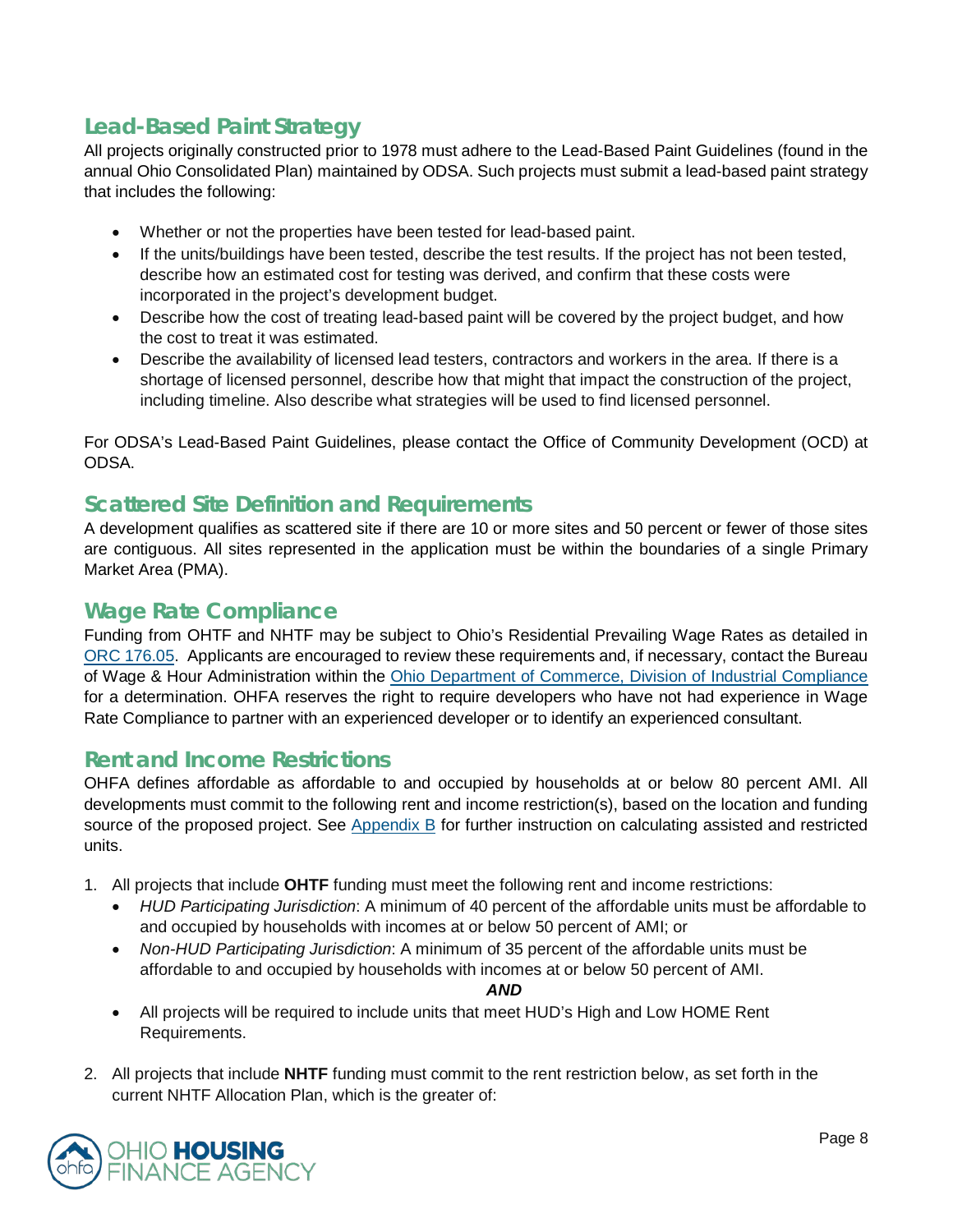## Lead-Based Paint Strategy

All projects originally constructed prior to 1978 must adhere to the Lead-Based Paint Guidelines (found in the annual Ohio Consolidated Plan) maintained by ODSA. Such projects must submit a lead-based paint strategy that includes the following:

- Whether or not the properties have been tested for lead-based paint.
- If the units/buildings have been tested, describe the test results. If the project has not been tested, describe how an estimated cost for testing was derived, and confirm that these costs were incorporated in the project's development budget.
- Describe how the cost of treating lead-based paint will be covered by the project budget, and how the cost to treat it was estimated.
- Describe the availability of licensed lead testers, contractors and workers in the area. If there is a shortage of licensed personnel, describe how that might that impact the construction of the project, including timeline. Also describe what strategies will be used to find licensed personnel.

For ODSA's Lead-Based Paint Guidelines, please contact the Office of Community Development (OCD) at ODSA.

## Scattered Site Definition and Requirements

A development qualifies as scattered site if there are 10 or more sites and 50 percent or fewer of those sites are contiguous. All sites represented in the application must be within the boundaries of a single Primary Market Area (PMA).

## Wage Rate Compliance

Funding from OHTF and NHTF may be subject to Ohio's Residential Prevailing Wage Rates as detailed in ORC 176.05. Applicants are encouraged to review these requirements and, if necessary, contact the Bureau of Wage & Hour Administration within the Ohio Department of Commerce, Division of Industrial Compliance for a determination. OHFA reserves the right to require developers who have not had experience in Wage Rate Compliance to partner with an experienced developer or to identify an experienced consultant.

## Rent and Income Restrictions

OHFA defines affordable as affordable to and occupied by households at or below 80 percent AMI. All developments must commit to the following rent and income restriction(s), based on the location and funding source of the proposed project. See Appendix B for further instruction on calculating assisted and restricted units.

1. All projects that include **OHTF** funding must meet the following rent and income restrictions:
   - *HUD Participating Jurisdiction*: A minimum of 40 percent of the affordable units must be affordable to and occupied by households with incomes at or below 50 percent of AMI; or
   - *Non-HUD Participating Jurisdiction*: A minimum of 35 percent of the affordable units must be affordable to and occupied by households with incomes at or below 50 percent of AMI.

   ***AND***

   - All projects will be required to include units that meet HUD's High and Low HOME Rent Requirements.

2. All projects that include **NHTF** funding must commit to the rent restriction below, as set forth in the current NHTF Allocation Plan, which is the greater of: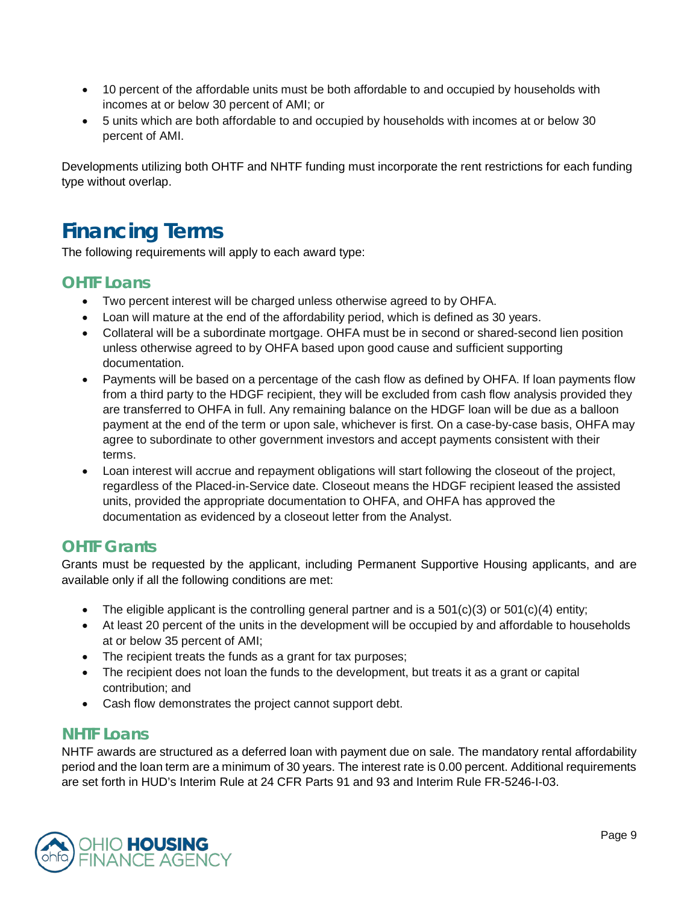- 10 percent of the affordable units must be both affordable to and occupied by households with incomes at or below 30 percent of AMI; or
- 5 units which are both affordable to and occupied by households with incomes at or below 30 percent of AMI.

Developments utilizing both OHTF and NHTF funding must incorporate the rent restrictions for each funding type without overlap.

# Financing Terms

The following requirements will apply to each award type:

## OHTF Loans

- Two percent interest will be charged unless otherwise agreed to by OHFA.
- Loan will mature at the end of the affordability period, which is defined as 30 years.
- Collateral will be a subordinate mortgage. OHFA must be in second or shared-second lien position unless otherwise agreed to by OHFA based upon good cause and sufficient supporting documentation.
- Payments will be based on a percentage of the cash flow as defined by OHFA. If loan payments flow from a third party to the HDGF recipient, they will be excluded from cash flow analysis provided they are transferred to OHFA in full. Any remaining balance on the HDGF loan will be due as a balloon payment at the end of the term or upon sale, whichever is first. On a case-by-case basis, OHFA may agree to subordinate to other government investors and accept payments consistent with their terms.
- Loan interest will accrue and repayment obligations will start following the closeout of the project, regardless of the Placed-in-Service date. Closeout means the HDGF recipient leased the assisted units, provided the appropriate documentation to OHFA, and OHFA has approved the documentation as evidenced by a closeout letter from the Analyst.

## OHTF Grants

Grants must be requested by the applicant, including Permanent Supportive Housing applicants, and are available only if all the following conditions are met:

- The eligible applicant is the controlling general partner and is a 501(c)(3) or 501(c)(4) entity;
- At least 20 percent of the units in the development will be occupied by and affordable to households at or below 35 percent of AMI;
- The recipient treats the funds as a grant for tax purposes;
- The recipient does not loan the funds to the development, but treats it as a grant or capital contribution; and
- Cash flow demonstrates the project cannot support debt.

## NHTF Loans

NHTF awards are structured as a deferred loan with payment due on sale. The mandatory rental affordability period and the loan term are a minimum of 30 years. The interest rate is 0.00 percent. Additional requirements are set forth in HUD's Interim Rule at 24 CFR Parts 91 and 93 and Interim Rule FR-5246-I-03.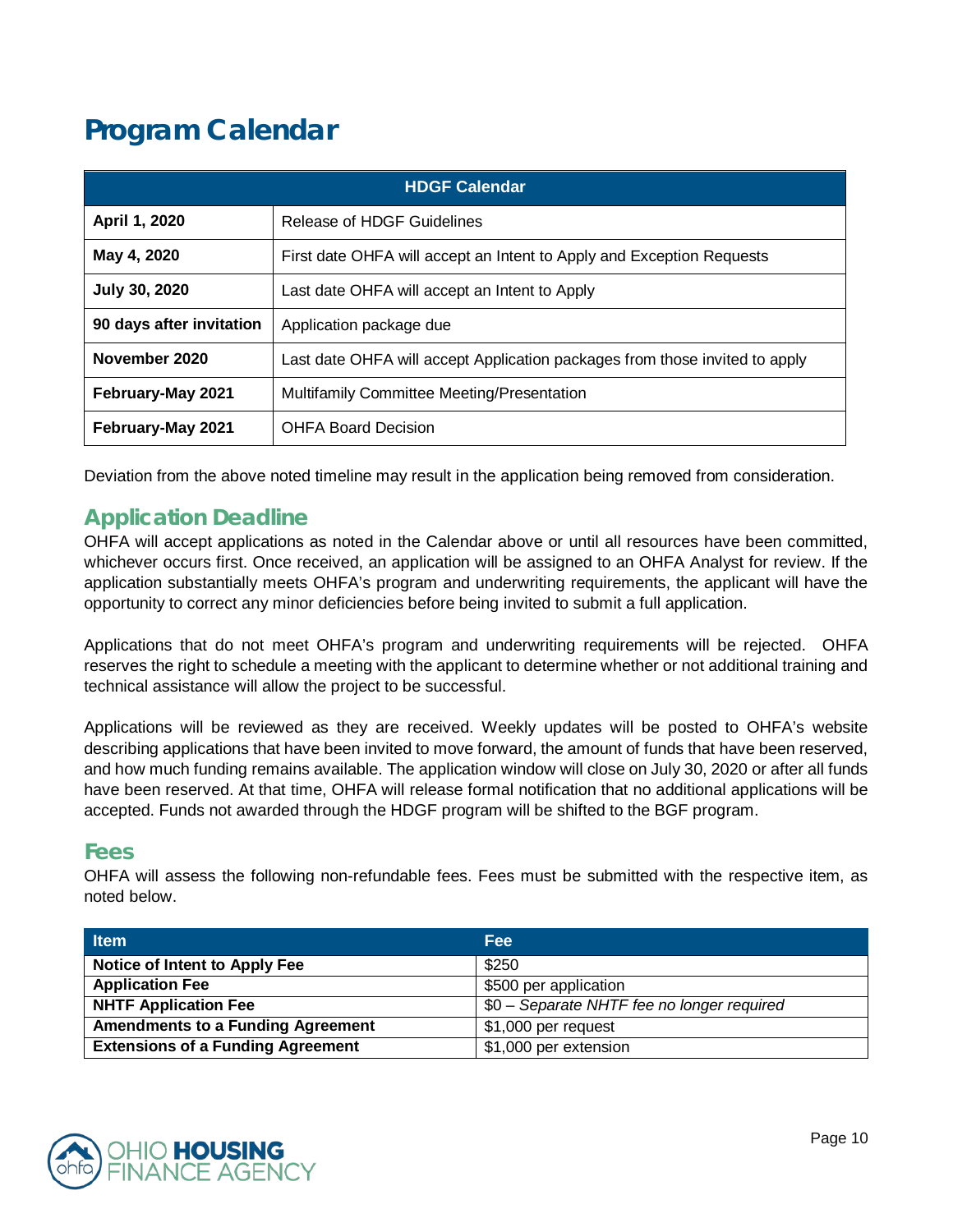# Program Calendar

| HDGF Calendar | |
|---|---|
| **April 1, 2020** | Release of HDGF Guidelines |
| **May 4, 2020** | First date OHFA will accept an Intent to Apply and Exception Requests |
| **July 30, 2020** | Last date OHFA will accept an Intent to Apply |
| **90 days after invitation** | Application package due |
| **November 2020** | Last date OHFA will accept Application packages from those invited to apply |
| **February-May 2021** | Multifamily Committee Meeting/Presentation |
| **February-May 2021** | OHFA Board Decision |

Deviation from the above noted timeline may result in the application being removed from consideration.

## Application Deadline

OHFA will accept applications as noted in the Calendar above or until all resources have been committed, whichever occurs first. Once received, an application will be assigned to an OHFA Analyst for review. If the application substantially meets OHFA's program and underwriting requirements, the applicant will have the opportunity to correct any minor deficiencies before being invited to submit a full application.

Applications that do not meet OHFA's program and underwriting requirements will be rejected. OHFA reserves the right to schedule a meeting with the applicant to determine whether or not additional training and technical assistance will allow the project to be successful.

Applications will be reviewed as they are received. Weekly updates will be posted to OHFA's website describing applications that have been invited to move forward, the amount of funds that have been reserved, and how much funding remains available. The application window will close on July 30, 2020 or after all funds have been reserved. At that time, OHFA will release formal notification that no additional applications will be accepted. Funds not awarded through the HDGF program will be shifted to the BGF program.

## Fees

OHFA will assess the following non-refundable fees. Fees must be submitted with the respective item, as noted below.

| Item | Fee |
|---|---|
| **Notice of Intent to Apply Fee** | $250 |
| **Application Fee** | $500 per application |
| **NHTF Application Fee** | $0 – *Separate NHTF fee no longer required* |
| **Amendments to a Funding Agreement** | $1,000 per request |
| **Extensions of a Funding Agreement** | $1,000 per extension |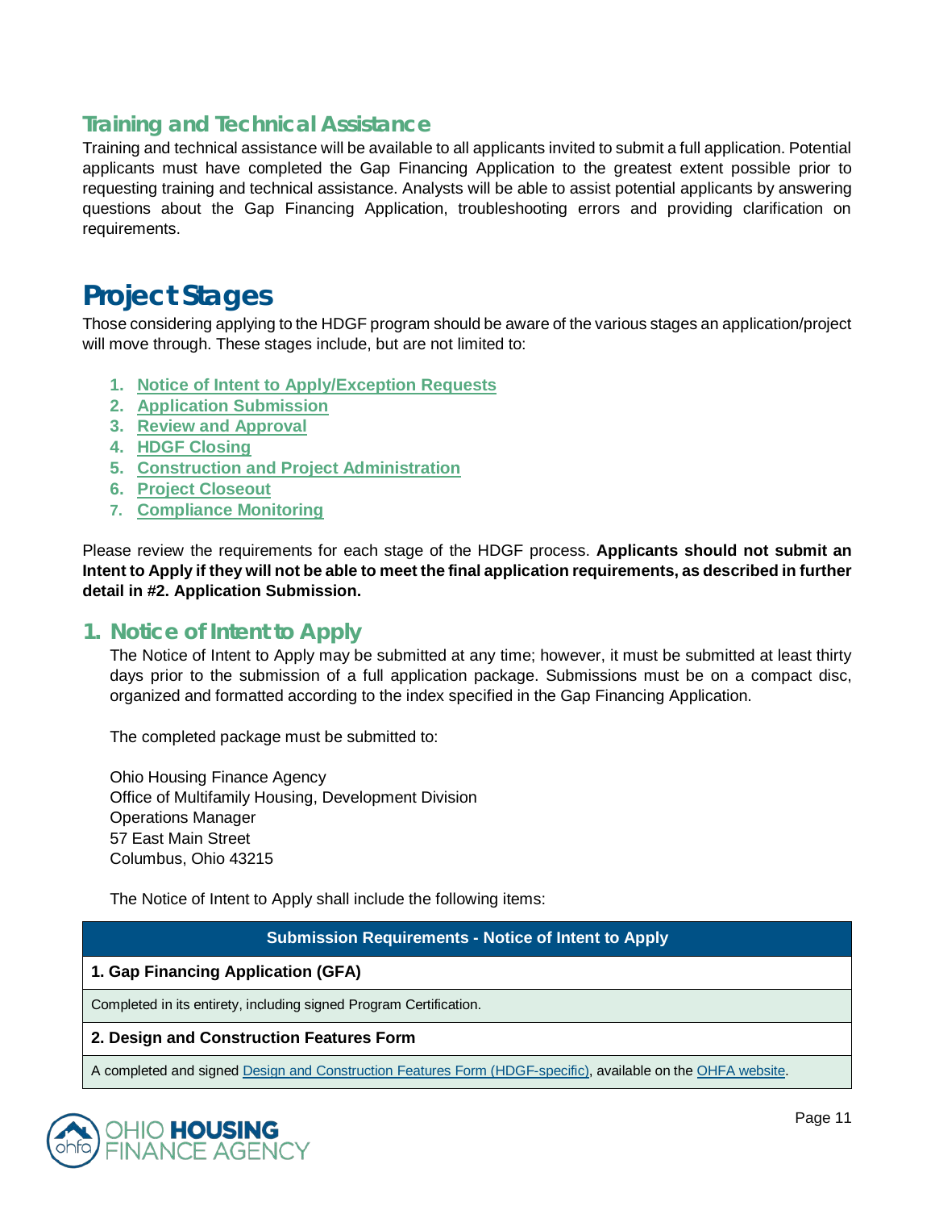## Training and Technical Assistance

Training and technical assistance will be available to all applicants invited to submit a full application. Potential applicants must have completed the Gap Financing Application to the greatest extent possible prior to requesting training and technical assistance. Analysts will be able to assist potential applicants by answering questions about the Gap Financing Application, troubleshooting errors and providing clarification on requirements.

# Project Stages

Those considering applying to the HDGF program should be aware of the various stages an application/project will move through. These stages include, but are not limited to:

1. Notice of Intent to Apply/Exception Requests
2. Application Submission
3. Review and Approval
4. HDGF Closing
5. Construction and Project Administration
6. Project Closeout
7. Compliance Monitoring

Please review the requirements for each stage of the HDGF process. **Applicants should not submit an Intent to Apply if they will not be able to meet the final application requirements, as described in further detail in #2. Application Submission.**

## 1. Notice of Intent to Apply

The Notice of Intent to Apply may be submitted at any time; however, it must be submitted at least thirty days prior to the submission of a full application package. Submissions must be on a compact disc, organized and formatted according to the index specified in the Gap Financing Application.

The completed package must be submitted to:

Ohio Housing Finance Agency
Office of Multifamily Housing, Development Division
Operations Manager
57 East Main Street
Columbus, Ohio 43215

The Notice of Intent to Apply shall include the following items:

| Submission Requirements - Notice of Intent to Apply |
|---|
| **1. Gap Financing Application (GFA)** |
| Completed in its entirety, including signed Program Certification. |
| **2. Design and Construction Features Form** |
| A completed and signed Design and Construction Features Form (HDGF-specific), available on the OHFA website. |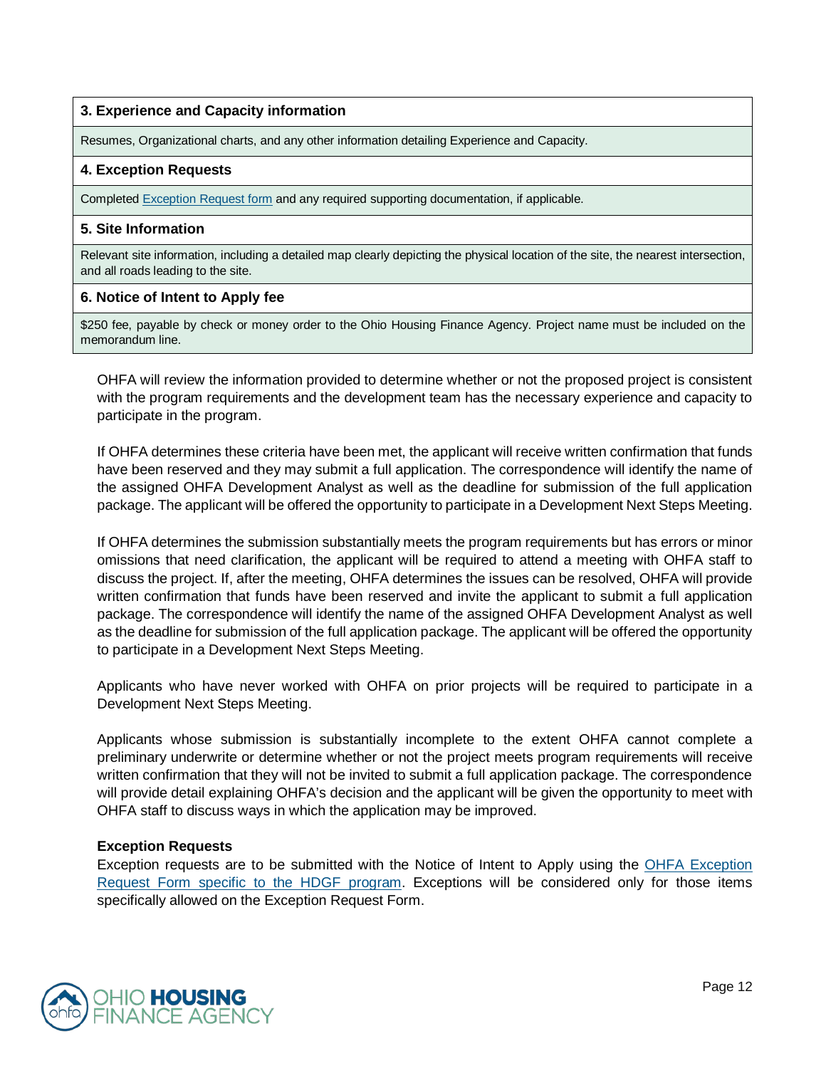| 3. Experience and Capacity information |
|---|
| Resumes, Organizational charts, and any other information detailing Experience and Capacity. |
| **4. Exception Requests** |
| Completed [Exception Request form] and any required supporting documentation, if applicable. |
| **5. Site Information** |
| Relevant site information, including a detailed map clearly depicting the physical location of the site, the nearest intersection, and all roads leading to the site. |
| **6. Notice of Intent to Apply fee** |
| $250 fee, payable by check or money order to the Ohio Housing Finance Agency. Project name must be included on the memorandum line. |

OHFA will review the information provided to determine whether or not the proposed project is consistent with the program requirements and the development team has the necessary experience and capacity to participate in the program.

If OHFA determines these criteria have been met, the applicant will receive written confirmation that funds have been reserved and they may submit a full application. The correspondence will identify the name of the assigned OHFA Development Analyst as well as the deadline for submission of the full application package. The applicant will be offered the opportunity to participate in a Development Next Steps Meeting.

If OHFA determines the submission substantially meets the program requirements but has errors or minor omissions that need clarification, the applicant will be required to attend a meeting with OHFA staff to discuss the project. If, after the meeting, OHFA determines the issues can be resolved, OHFA will provide written confirmation that funds have been reserved and invite the applicant to submit a full application package. The correspondence will identify the name of the assigned OHFA Development Analyst as well as the deadline for submission of the full application package. The applicant will be offered the opportunity to participate in a Development Next Steps Meeting.

Applicants who have never worked with OHFA on prior projects will be required to participate in a Development Next Steps Meeting.

Applicants whose submission is substantially incomplete to the extent OHFA cannot complete a preliminary underwrite or determine whether or not the project meets program requirements will receive written confirmation that they will not be invited to submit a full application package. The correspondence will provide detail explaining OHFA's decision and the applicant will be given the opportunity to meet with OHFA staff to discuss ways in which the application may be improved.

**Exception Requests**

Exception requests are to be submitted with the Notice of Intent to Apply using the [OHFA Exception Request Form specific to the HDGF program]. Exceptions will be considered only for those items specifically allowed on the Exception Request Form.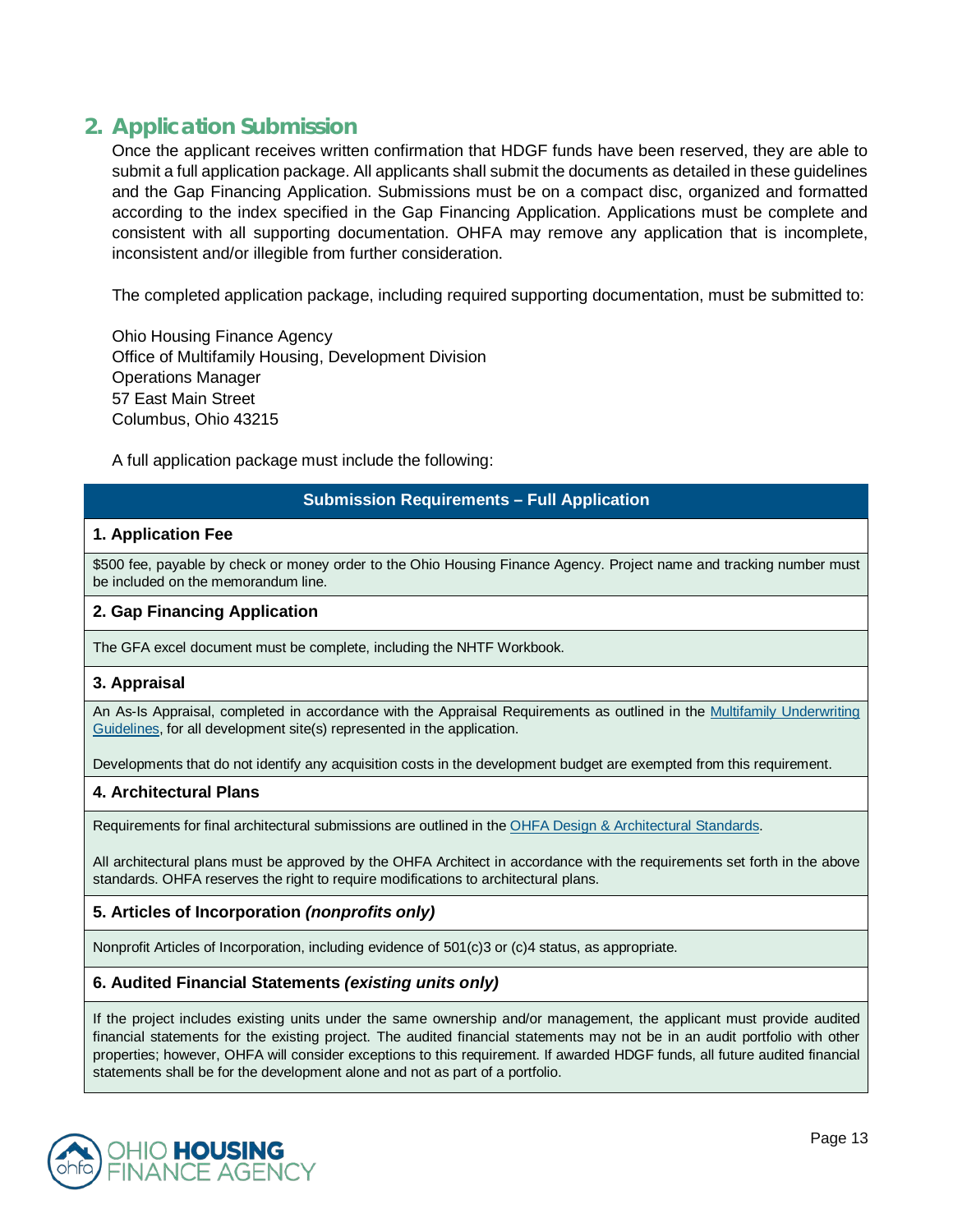## 2. Application Submission

Once the applicant receives written confirmation that HDGF funds have been reserved, they are able to submit a full application package. All applicants shall submit the documents as detailed in these guidelines and the Gap Financing Application. Submissions must be on a compact disc, organized and formatted according to the index specified in the Gap Financing Application. Applications must be complete and consistent with all supporting documentation. OHFA may remove any application that is incomplete, inconsistent and/or illegible from further consideration.

The completed application package, including required supporting documentation, must be submitted to:

Ohio Housing Finance Agency
Office of Multifamily Housing, Development Division
Operations Manager
57 East Main Street
Columbus, Ohio 43215

A full application package must include the following:

| Submission Requirements – Full Application |
|---|
| **1. Application Fee** |
| $500 fee, payable by check or money order to the Ohio Housing Finance Agency. Project name and tracking number must be included on the memorandum line. |
| **2. Gap Financing Application** |
| The GFA excel document must be complete, including the NHTF Workbook. |
| **3. Appraisal** |
| An As-Is Appraisal, completed in accordance with the Appraisal Requirements as outlined in the Multifamily Underwriting Guidelines, for all development site(s) represented in the application.<br><br>Developments that do not identify any acquisition costs in the development budget are exempted from this requirement. |
| **4. Architectural Plans** |
| Requirements for final architectural submissions are outlined in the OHFA Design & Architectural Standards.<br><br>All architectural plans must be approved by the OHFA Architect in accordance with the requirements set forth in the above standards. OHFA reserves the right to require modifications to architectural plans. |
| **5. Articles of Incorporation *(nonprofits only)*** |
| Nonprofit Articles of Incorporation, including evidence of 501(c)3 or (c)4 status, as appropriate. |
| **6. Audited Financial Statements *(existing units only)*** |
| If the project includes existing units under the same ownership and/or management, the applicant must provide audited financial statements for the existing project. The audited financial statements may not be in an audit portfolio with other properties; however, OHFA will consider exceptions to this requirement. If awarded HDGF funds, all future audited financial statements shall be for the development alone and not as part of a portfolio. |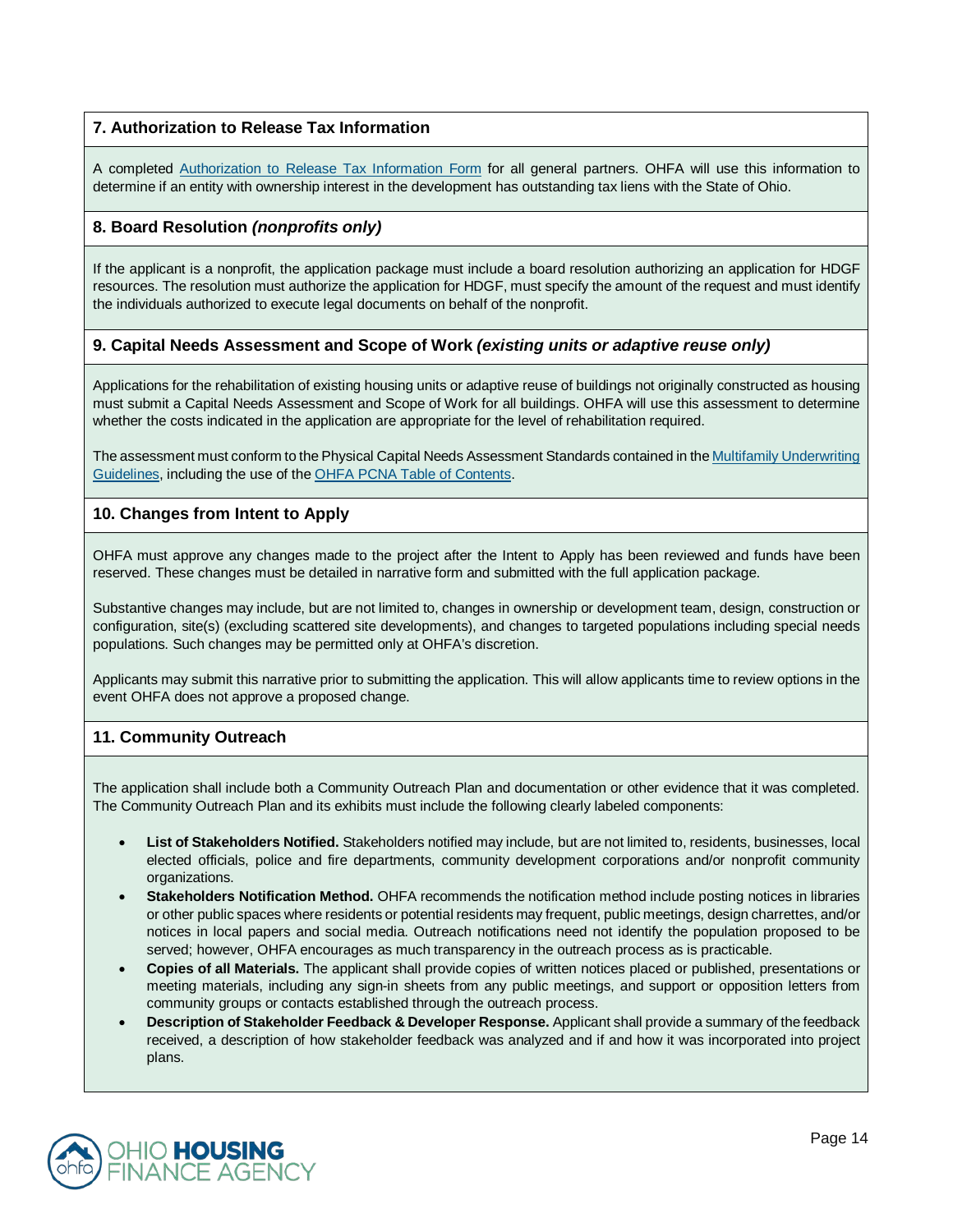### 7. Authorization to Release Tax Information

A completed Authorization to Release Tax Information Form for all general partners. OHFA will use this information to determine if an entity with ownership interest in the development has outstanding tax liens with the State of Ohio.

### 8. Board Resolution *(nonprofits only)*

If the applicant is a nonprofit, the application package must include a board resolution authorizing an application for HDGF resources. The resolution must authorize the application for HDGF, must specify the amount of the request and must identify the individuals authorized to execute legal documents on behalf of the nonprofit.

### 9. Capital Needs Assessment and Scope of Work *(existing units or adaptive reuse only)*

Applications for the rehabilitation of existing housing units or adaptive reuse of buildings not originally constructed as housing must submit a Capital Needs Assessment and Scope of Work for all buildings. OHFA will use this assessment to determine whether the costs indicated in the application are appropriate for the level of rehabilitation required.

The assessment must conform to the Physical Capital Needs Assessment Standards contained in the Multifamily Underwriting Guidelines, including the use of the OHFA PCNA Table of Contents.

### 10. Changes from Intent to Apply

OHFA must approve any changes made to the project after the Intent to Apply has been reviewed and funds have been reserved. These changes must be detailed in narrative form and submitted with the full application package.

Substantive changes may include, but are not limited to, changes in ownership or development team, design, construction or configuration, site(s) (excluding scattered site developments), and changes to targeted populations including special needs populations. Such changes may be permitted only at OHFA's discretion.

Applicants may submit this narrative prior to submitting the application. This will allow applicants time to review options in the event OHFA does not approve a proposed change.

### 11. Community Outreach

The application shall include both a Community Outreach Plan and documentation or other evidence that it was completed. The Community Outreach Plan and its exhibits must include the following clearly labeled components:

- **List of Stakeholders Notified.** Stakeholders notified may include, but are not limited to, residents, businesses, local elected officials, police and fire departments, community development corporations and/or nonprofit community organizations.
- **Stakeholders Notification Method.** OHFA recommends the notification method include posting notices in libraries or other public spaces where residents or potential residents may frequent, public meetings, design charrettes, and/or notices in local papers and social media. Outreach notifications need not identify the population proposed to be served; however, OHFA encourages as much transparency in the outreach process as is practicable.
- **Copies of all Materials.** The applicant shall provide copies of written notices placed or published, presentations or meeting materials, including any sign-in sheets from any public meetings, and support or opposition letters from community groups or contacts established through the outreach process.
- **Description of Stakeholder Feedback & Developer Response.** Applicant shall provide a summary of the feedback received, a description of how stakeholder feedback was analyzed and if and how it was incorporated into project plans.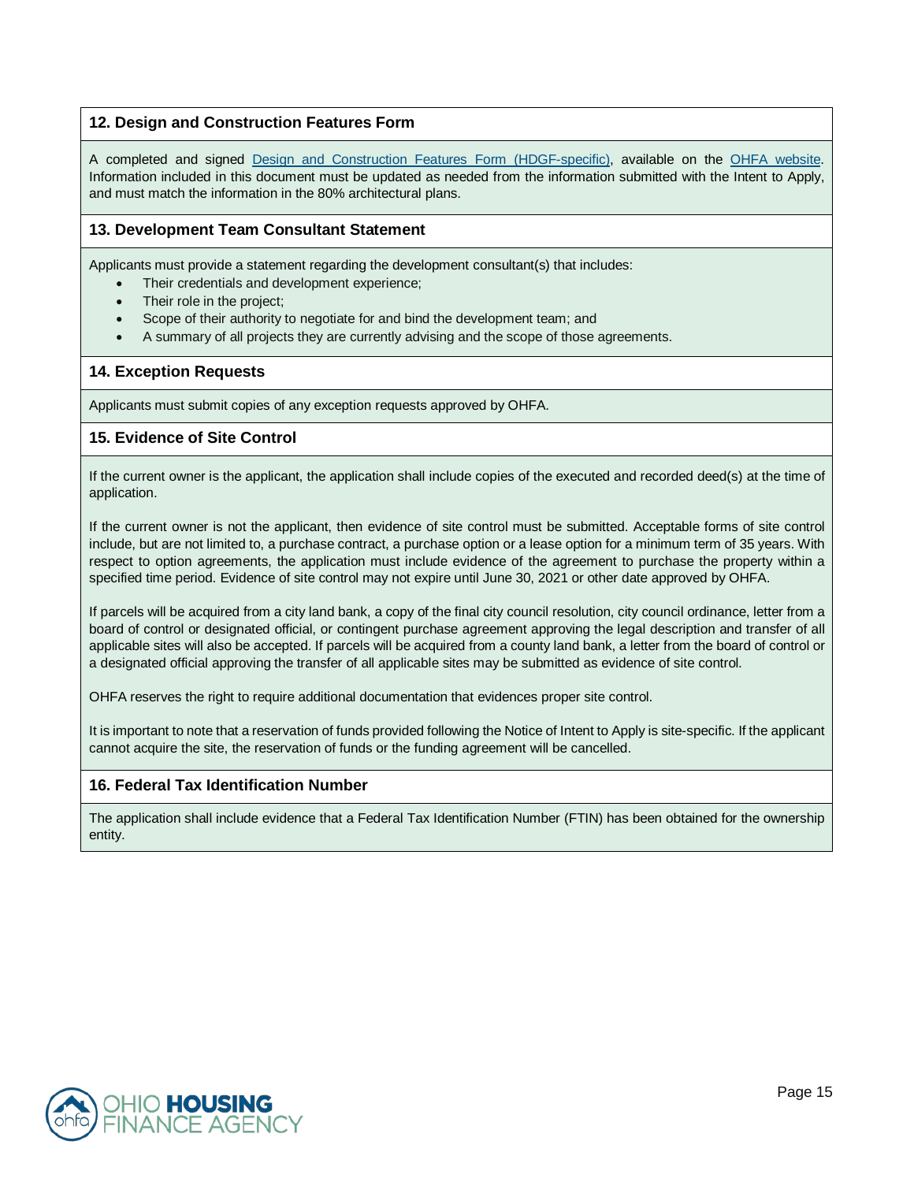### 12. Design and Construction Features Form

A completed and signed Design and Construction Features Form (HDGF-specific), available on the OHFA website. Information included in this document must be updated as needed from the information submitted with the Intent to Apply, and must match the information in the 80% architectural plans.

### 13. Development Team Consultant Statement

Applicants must provide a statement regarding the development consultant(s) that includes:

- Their credentials and development experience;
- Their role in the project;
- Scope of their authority to negotiate for and bind the development team; and
- A summary of all projects they are currently advising and the scope of those agreements.

### 14. Exception Requests

Applicants must submit copies of any exception requests approved by OHFA.

### 15. Evidence of Site Control

If the current owner is the applicant, the application shall include copies of the executed and recorded deed(s) at the time of application.

If the current owner is not the applicant, then evidence of site control must be submitted. Acceptable forms of site control include, but are not limited to, a purchase contract, a purchase option or a lease option for a minimum term of 35 years. With respect to option agreements, the application must include evidence of the agreement to purchase the property within a specified time period. Evidence of site control may not expire until June 30, 2021 or other date approved by OHFA.

If parcels will be acquired from a city land bank, a copy of the final city council resolution, city council ordinance, letter from a board of control or designated official, or contingent purchase agreement approving the legal description and transfer of all applicable sites will also be accepted. If parcels will be acquired from a county land bank, a letter from the board of control or a designated official approving the transfer of all applicable sites may be submitted as evidence of site control.

OHFA reserves the right to require additional documentation that evidences proper site control.

It is important to note that a reservation of funds provided following the Notice of Intent to Apply is site-specific. If the applicant cannot acquire the site, the reservation of funds or the funding agreement will be cancelled.

### 16. Federal Tax Identification Number

The application shall include evidence that a Federal Tax Identification Number (FTIN) has been obtained for the ownership entity.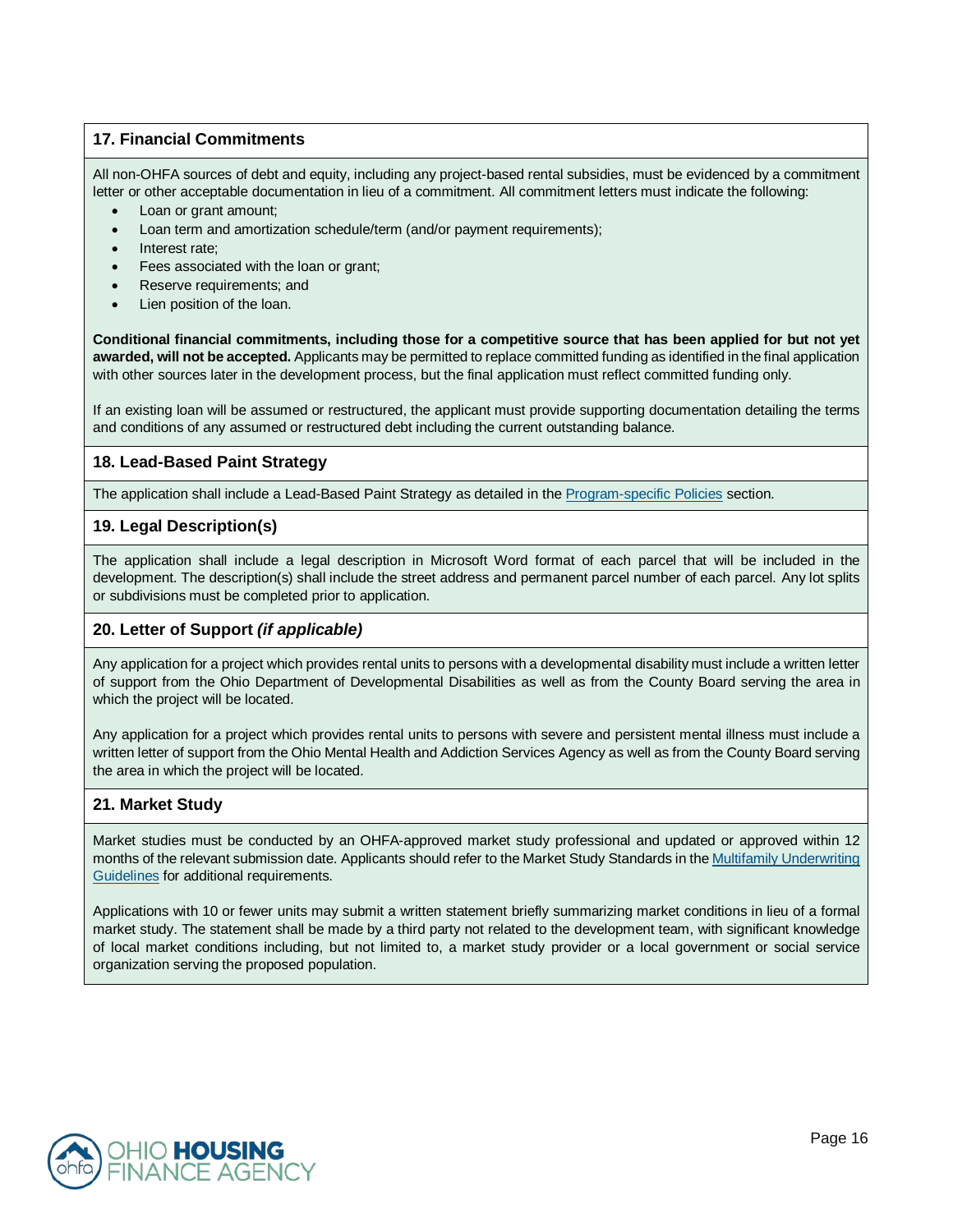## 17. Financial Commitments

All non-OHFA sources of debt and equity, including any project-based rental subsidies, must be evidenced by a commitment letter or other acceptable documentation in lieu of a commitment. All commitment letters must indicate the following:

- Loan or grant amount;
- Loan term and amortization schedule/term (and/or payment requirements);
- Interest rate;
- Fees associated with the loan or grant;
- Reserve requirements; and
- Lien position of the loan.

**Conditional financial commitments, including those for a competitive source that has been applied for but not yet awarded, will not be accepted.** Applicants may be permitted to replace committed funding as identified in the final application with other sources later in the development process, but the final application must reflect committed funding only.

If an existing loan will be assumed or restructured, the applicant must provide supporting documentation detailing the terms and conditions of any assumed or restructured debt including the current outstanding balance.

## 18. Lead-Based Paint Strategy

The application shall include a Lead-Based Paint Strategy as detailed in the Program-specific Policies section.

## 19. Legal Description(s)

The application shall include a legal description in Microsoft Word format of each parcel that will be included in the development. The description(s) shall include the street address and permanent parcel number of each parcel. Any lot splits or subdivisions must be completed prior to application.

## 20. Letter of Support *(if applicable)*

Any application for a project which provides rental units to persons with a developmental disability must include a written letter of support from the Ohio Department of Developmental Disabilities as well as from the County Board serving the area in which the project will be located.

Any application for a project which provides rental units to persons with severe and persistent mental illness must include a written letter of support from the Ohio Mental Health and Addiction Services Agency as well as from the County Board serving the area in which the project will be located.

## 21. Market Study

Market studies must be conducted by an OHFA-approved market study professional and updated or approved within 12 months of the relevant submission date. Applicants should refer to the Market Study Standards in the Multifamily Underwriting Guidelines for additional requirements.

Applications with 10 or fewer units may submit a written statement briefly summarizing market conditions in lieu of a formal market study. The statement shall be made by a third party not related to the development team, with significant knowledge of local market conditions including, but not limited to, a market study provider or a local government or social service organization serving the proposed population.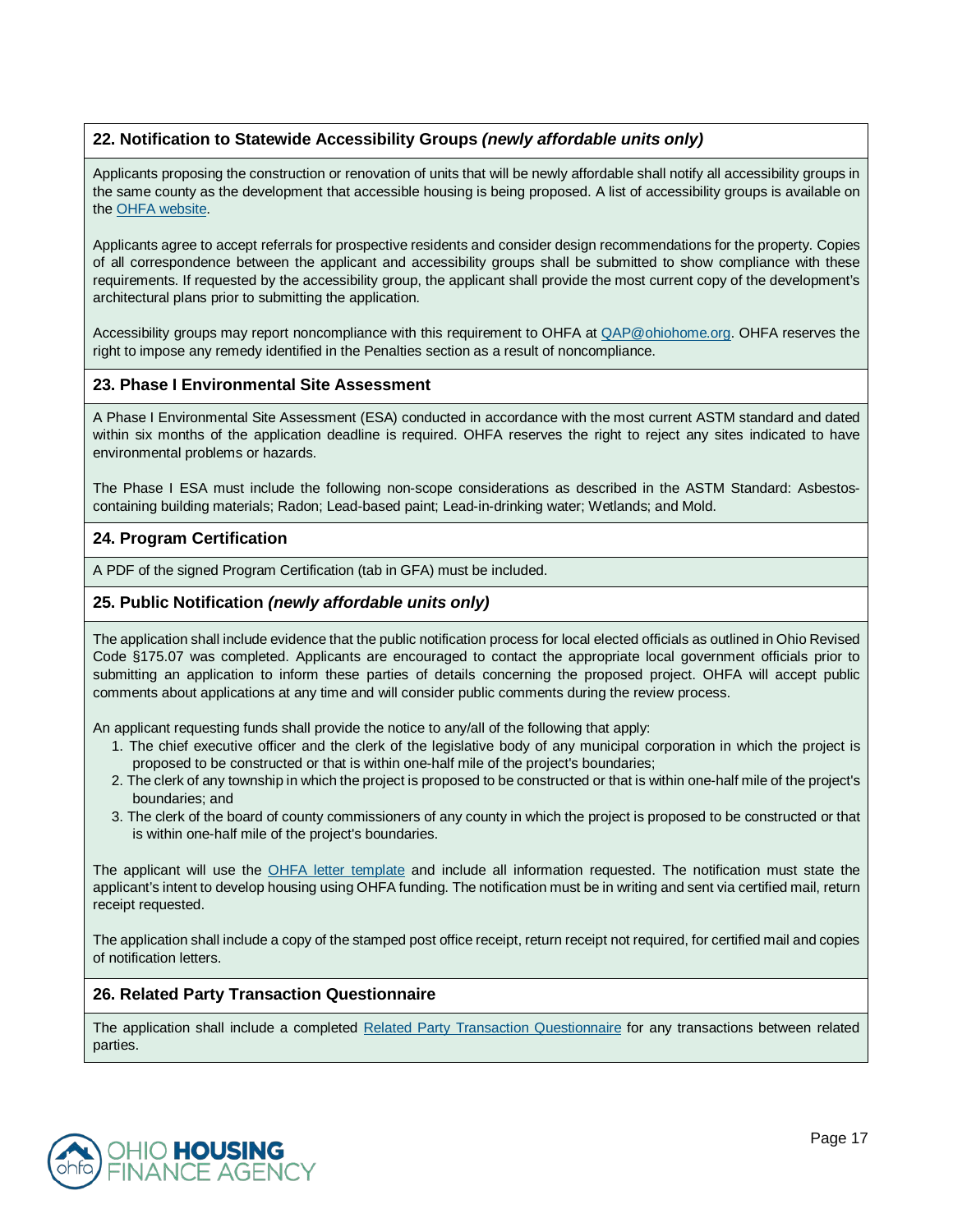### 22. Notification to Statewide Accessibility Groups *(newly affordable units only)*

Applicants proposing the construction or renovation of units that will be newly affordable shall notify all accessibility groups in the same county as the development that accessible housing is being proposed. A list of accessibility groups is available on the OHFA website.

Applicants agree to accept referrals for prospective residents and consider design recommendations for the property. Copies of all correspondence between the applicant and accessibility groups shall be submitted to show compliance with these requirements. If requested by the accessibility group, the applicant shall provide the most current copy of the development's architectural plans prior to submitting the application.

Accessibility groups may report noncompliance with this requirement to OHFA at QAP@ohiohome.org. OHFA reserves the right to impose any remedy identified in the Penalties section as a result of noncompliance.

### 23. Phase I Environmental Site Assessment

A Phase I Environmental Site Assessment (ESA) conducted in accordance with the most current ASTM standard and dated within six months of the application deadline is required. OHFA reserves the right to reject any sites indicated to have environmental problems or hazards.

The Phase I ESA must include the following non-scope considerations as described in the ASTM Standard: Asbestos-containing building materials; Radon; Lead-based paint; Lead-in-drinking water; Wetlands; and Mold.

### 24. Program Certification

A PDF of the signed Program Certification (tab in GFA) must be included.

### 25. Public Notification *(newly affordable units only)*

The application shall include evidence that the public notification process for local elected officials as outlined in Ohio Revised Code §175.07 was completed. Applicants are encouraged to contact the appropriate local government officials prior to submitting an application to inform these parties of details concerning the proposed project. OHFA will accept public comments about applications at any time and will consider public comments during the review process.

An applicant requesting funds shall provide the notice to any/all of the following that apply:

1. The chief executive officer and the clerk of the legislative body of any municipal corporation in which the project is proposed to be constructed or that is within one-half mile of the project's boundaries;
2. The clerk of any township in which the project is proposed to be constructed or that is within one-half mile of the project's boundaries; and
3. The clerk of the board of county commissioners of any county in which the project is proposed to be constructed or that is within one-half mile of the project's boundaries.

The applicant will use the OHFA letter template and include all information requested. The notification must state the applicant's intent to develop housing using OHFA funding. The notification must be in writing and sent via certified mail, return receipt requested.

The application shall include a copy of the stamped post office receipt, return receipt not required, for certified mail and copies of notification letters.

### 26. Related Party Transaction Questionnaire

The application shall include a completed Related Party Transaction Questionnaire for any transactions between related parties.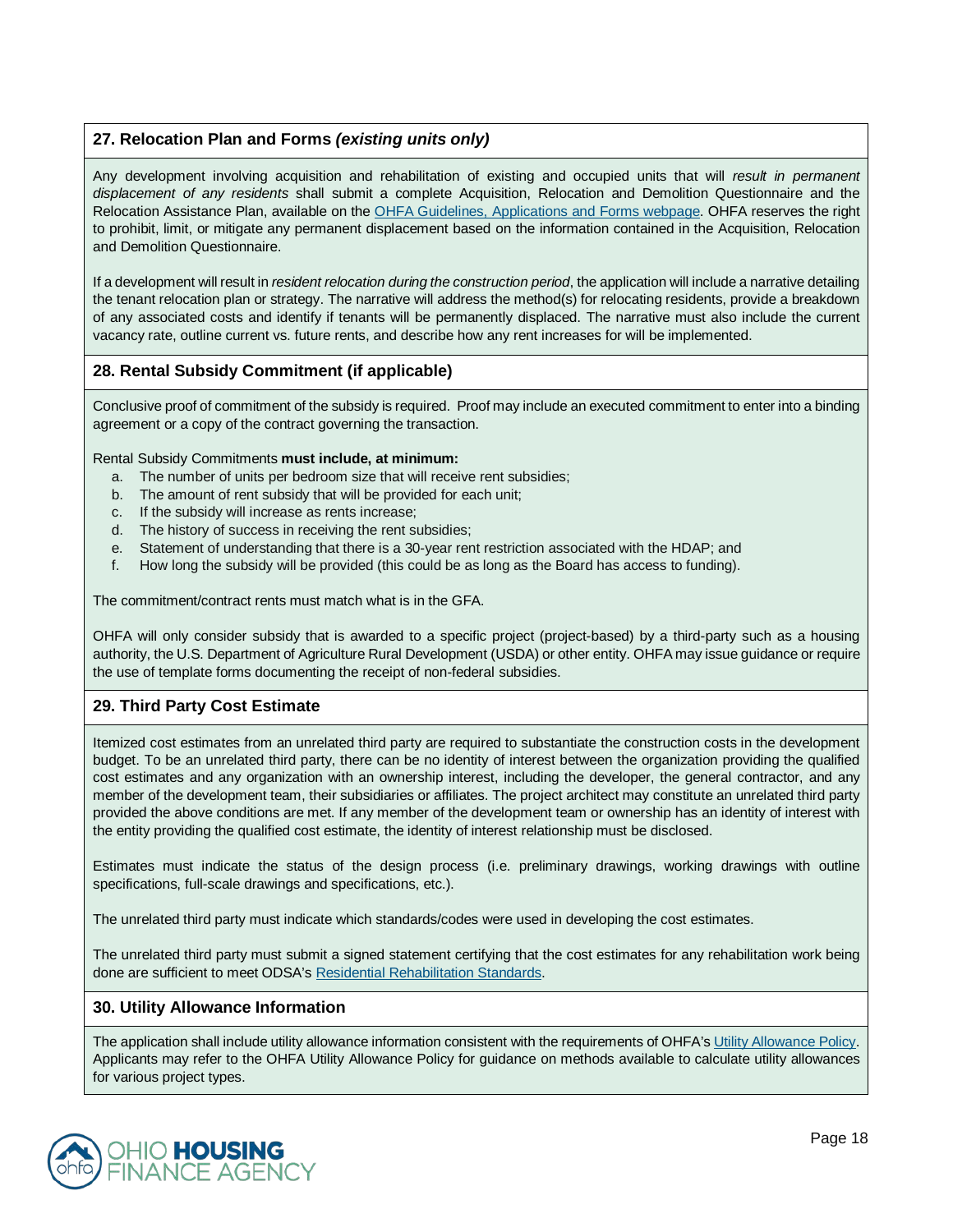### 27. Relocation Plan and Forms *(existing units only)*

Any development involving acquisition and rehabilitation of existing and occupied units that will *result in permanent displacement of any residents* shall submit a complete Acquisition, Relocation and Demolition Questionnaire and the Relocation Assistance Plan, available on the [OHFA Guidelines, Applications and Forms webpage](). OHFA reserves the right to prohibit, limit, or mitigate any permanent displacement based on the information contained in the Acquisition, Relocation and Demolition Questionnaire.

If a development will result in *resident relocation during the construction period*, the application will include a narrative detailing the tenant relocation plan or strategy. The narrative will address the method(s) for relocating residents, provide a breakdown of any associated costs and identify if tenants will be permanently displaced. The narrative must also include the current vacancy rate, outline current vs. future rents, and describe how any rent increases for will be implemented.

### 28. Rental Subsidy Commitment (if applicable)

Conclusive proof of commitment of the subsidy is required. Proof may include an executed commitment to enter into a binding agreement or a copy of the contract governing the transaction.

Rental Subsidy Commitments **must include, at minimum:**

a. The number of units per bedroom size that will receive rent subsidies;
b. The amount of rent subsidy that will be provided for each unit;
c. If the subsidy will increase as rents increase;
d. The history of success in receiving the rent subsidies;
e. Statement of understanding that there is a 30-year rent restriction associated with the HDAP; and
f. How long the subsidy will be provided (this could be as long as the Board has access to funding).

The commitment/contract rents must match what is in the GFA.

OHFA will only consider subsidy that is awarded to a specific project (project-based) by a third-party such as a housing authority, the U.S. Department of Agriculture Rural Development (USDA) or other entity. OHFA may issue guidance or require the use of template forms documenting the receipt of non-federal subsidies.

### 29. Third Party Cost Estimate

Itemized cost estimates from an unrelated third party are required to substantiate the construction costs in the development budget. To be an unrelated third party, there can be no identity of interest between the organization providing the qualified cost estimates and any organization with an ownership interest, including the developer, the general contractor, and any member of the development team, their subsidiaries or affiliates. The project architect may constitute an unrelated third party provided the above conditions are met. If any member of the development team or ownership has an identity of interest with the entity providing the qualified cost estimate, the identity of interest relationship must be disclosed.

Estimates must indicate the status of the design process (i.e. preliminary drawings, working drawings with outline specifications, full-scale drawings and specifications, etc.).

The unrelated third party must indicate which standards/codes were used in developing the cost estimates.

The unrelated third party must submit a signed statement certifying that the cost estimates for any rehabilitation work being done are sufficient to meet ODSA's [Residential Rehabilitation Standards]().

### 30. Utility Allowance Information

The application shall include utility allowance information consistent with the requirements of OHFA's [Utility Allowance Policy](). Applicants may refer to the OHFA Utility Allowance Policy for guidance on methods available to calculate utility allowances for various project types.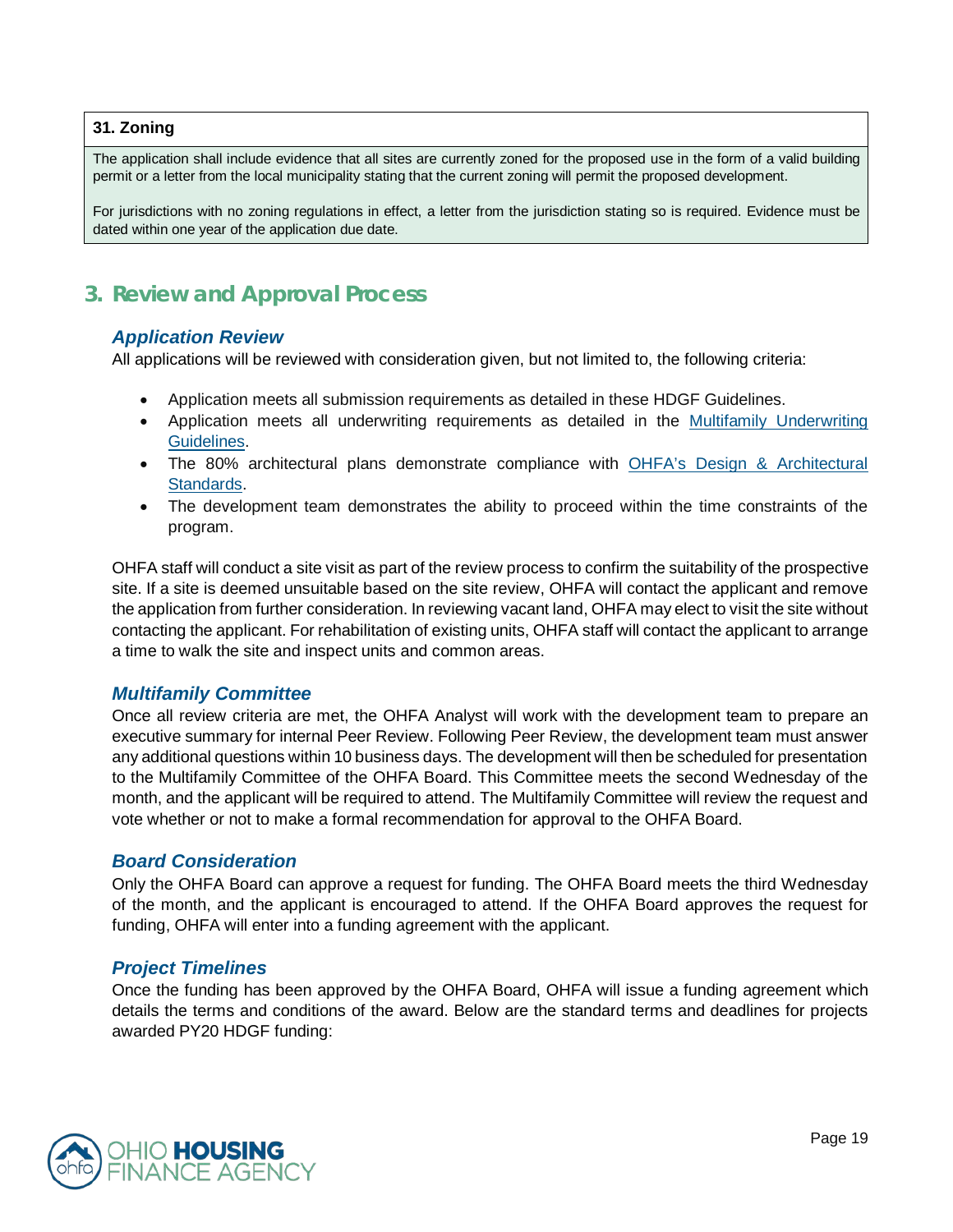**31. Zoning**

The application shall include evidence that all sites are currently zoned for the proposed use in the form of a valid building permit or a letter from the local municipality stating that the current zoning will permit the proposed development.

For jurisdictions with no zoning regulations in effect, a letter from the jurisdiction stating so is required. Evidence must be dated within one year of the application due date.

## 3. Review and Approval Process

### *Application Review*

All applications will be reviewed with consideration given, but not limited to, the following criteria:

- Application meets all submission requirements as detailed in these HDGF Guidelines.
- Application meets all underwriting requirements as detailed in the Multifamily Underwriting Guidelines.
- The 80% architectural plans demonstrate compliance with OHFA's Design & Architectural Standards.
- The development team demonstrates the ability to proceed within the time constraints of the program.

OHFA staff will conduct a site visit as part of the review process to confirm the suitability of the prospective site. If a site is deemed unsuitable based on the site review, OHFA will contact the applicant and remove the application from further consideration. In reviewing vacant land, OHFA may elect to visit the site without contacting the applicant. For rehabilitation of existing units, OHFA staff will contact the applicant to arrange a time to walk the site and inspect units and common areas.

### *Multifamily Committee*

Once all review criteria are met, the OHFA Analyst will work with the development team to prepare an executive summary for internal Peer Review. Following Peer Review, the development team must answer any additional questions within 10 business days. The development will then be scheduled for presentation to the Multifamily Committee of the OHFA Board. This Committee meets the second Wednesday of the month, and the applicant will be required to attend. The Multifamily Committee will review the request and vote whether or not to make a formal recommendation for approval to the OHFA Board.

### *Board Consideration*

Only the OHFA Board can approve a request for funding. The OHFA Board meets the third Wednesday of the month, and the applicant is encouraged to attend. If the OHFA Board approves the request for funding, OHFA will enter into a funding agreement with the applicant.

### *Project Timelines*

Once the funding has been approved by the OHFA Board, OHFA will issue a funding agreement which details the terms and conditions of the award. Below are the standard terms and deadlines for projects awarded PY20 HDGF funding: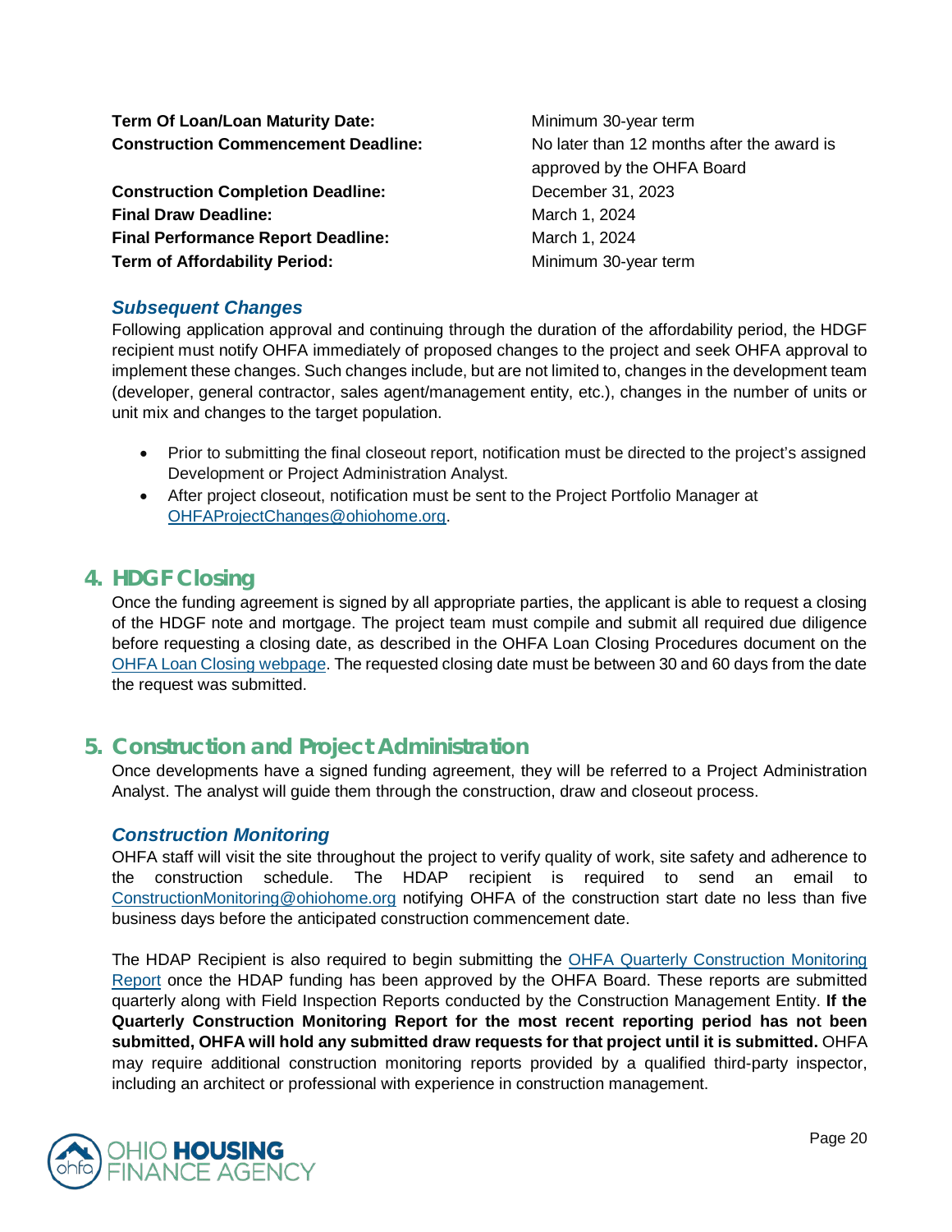| | |
|---|---|
| **Term Of Loan/Loan Maturity Date:** | Minimum 30-year term |
| **Construction Commencement Deadline:** | No later than 12 months after the award is approved by the OHFA Board |
| **Construction Completion Deadline:** | December 31, 2023 |
| **Final Draw Deadline:** | March 1, 2024 |
| **Final Performance Report Deadline:** | March 1, 2024 |
| **Term of Affordability Period:** | Minimum 30-year term |

### *Subsequent Changes*

Following application approval and continuing through the duration of the affordability period, the HDGF recipient must notify OHFA immediately of proposed changes to the project and seek OHFA approval to implement these changes. Such changes include, but are not limited to, changes in the development team (developer, general contractor, sales agent/management entity, etc.), changes in the number of units or unit mix and changes to the target population.

- Prior to submitting the final closeout report, notification must be directed to the project's assigned Development or Project Administration Analyst.
- After project closeout, notification must be sent to the Project Portfolio Manager at OHFAProjectChanges@ohiohome.org.

## 4. HDGF Closing

Once the funding agreement is signed by all appropriate parties, the applicant is able to request a closing of the HDGF note and mortgage. The project team must compile and submit all required due diligence before requesting a closing date, as described in the OHFA Loan Closing Procedures document on the OHFA Loan Closing webpage. The requested closing date must be between 30 and 60 days from the date the request was submitted.

## 5. Construction and Project Administration

Once developments have a signed funding agreement, they will be referred to a Project Administration Analyst. The analyst will guide them through the construction, draw and closeout process.

### *Construction Monitoring*

OHFA staff will visit the site throughout the project to verify quality of work, site safety and adherence to the construction schedule. The HDAP recipient is required to send an email to ConstructionMonitoring@ohiohome.org notifying OHFA of the construction start date no less than five business days before the anticipated construction commencement date.

The HDAP Recipient is also required to begin submitting the OHFA Quarterly Construction Monitoring Report once the HDAP funding has been approved by the OHFA Board. These reports are submitted quarterly along with Field Inspection Reports conducted by the Construction Management Entity. **If the Quarterly Construction Monitoring Report for the most recent reporting period has not been submitted, OHFA will hold any submitted draw requests for that project until it is submitted.** OHFA may require additional construction monitoring reports provided by a qualified third-party inspector, including an architect or professional with experience in construction management.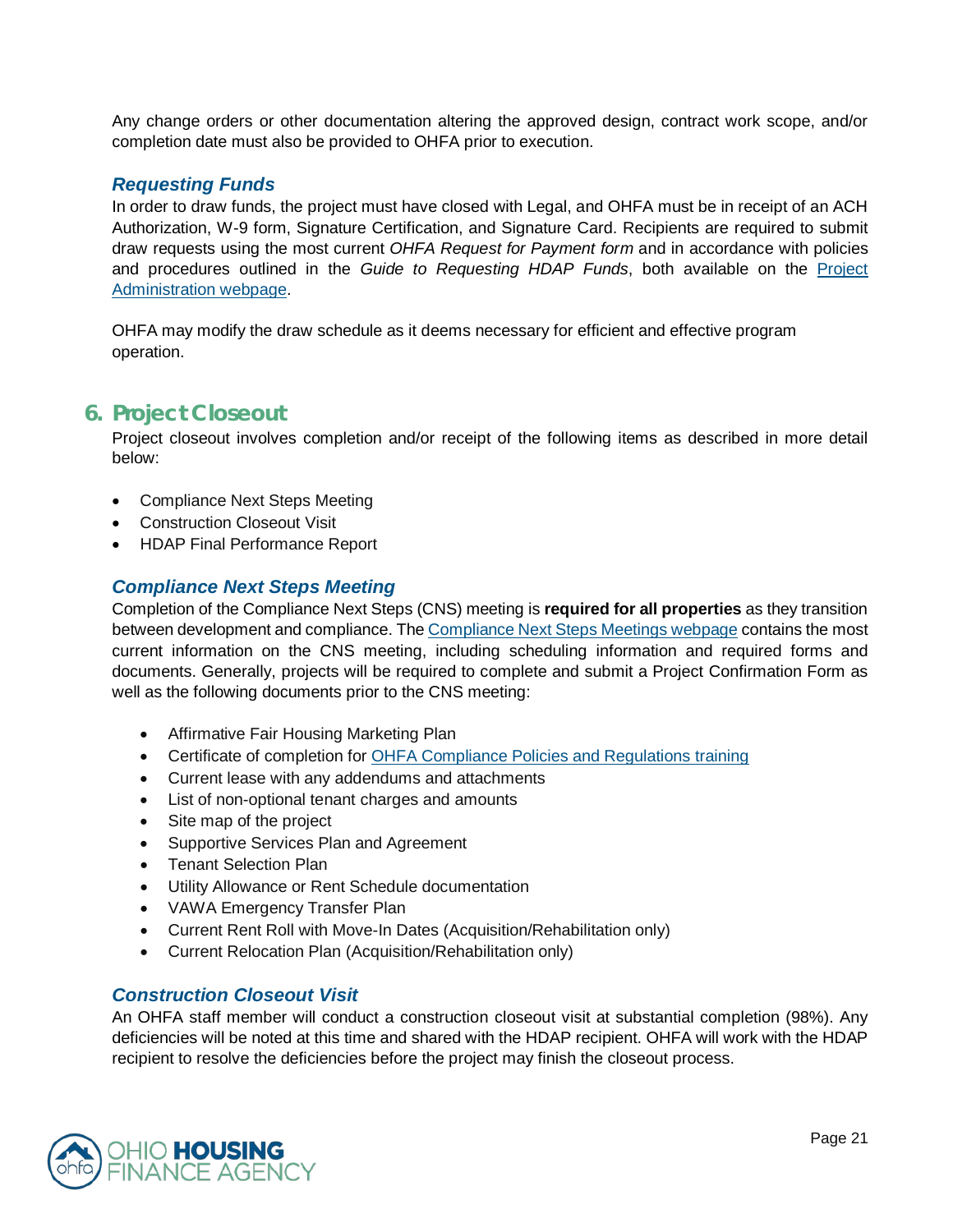Any change orders or other documentation altering the approved design, contract work scope, and/or completion date must also be provided to OHFA prior to execution.

### *Requesting Funds*

In order to draw funds, the project must have closed with Legal, and OHFA must be in receipt of an ACH Authorization, W-9 form, Signature Certification, and Signature Card. Recipients are required to submit draw requests using the most current *OHFA Request for Payment form* and in accordance with policies and procedures outlined in the *Guide to Requesting HDAP Funds*, both available on the Project Administration webpage.

OHFA may modify the draw schedule as it deems necessary for efficient and effective program operation.

## 6. Project Closeout

Project closeout involves completion and/or receipt of the following items as described in more detail below:

- Compliance Next Steps Meeting
- Construction Closeout Visit
- HDAP Final Performance Report

### *Compliance Next Steps Meeting*

Completion of the Compliance Next Steps (CNS) meeting is **required for all properties** as they transition between development and compliance. The Compliance Next Steps Meetings webpage contains the most current information on the CNS meeting, including scheduling information and required forms and documents. Generally, projects will be required to complete and submit a Project Confirmation Form as well as the following documents prior to the CNS meeting:

- Affirmative Fair Housing Marketing Plan
- Certificate of completion for OHFA Compliance Policies and Regulations training
- Current lease with any addendums and attachments
- List of non-optional tenant charges and amounts
- Site map of the project
- Supportive Services Plan and Agreement
- Tenant Selection Plan
- Utility Allowance or Rent Schedule documentation
- VAWA Emergency Transfer Plan
- Current Rent Roll with Move-In Dates (Acquisition/Rehabilitation only)
- Current Relocation Plan (Acquisition/Rehabilitation only)

### *Construction Closeout Visit*

An OHFA staff member will conduct a construction closeout visit at substantial completion (98%). Any deficiencies will be noted at this time and shared with the HDAP recipient. OHFA will work with the HDAP recipient to resolve the deficiencies before the project may finish the closeout process.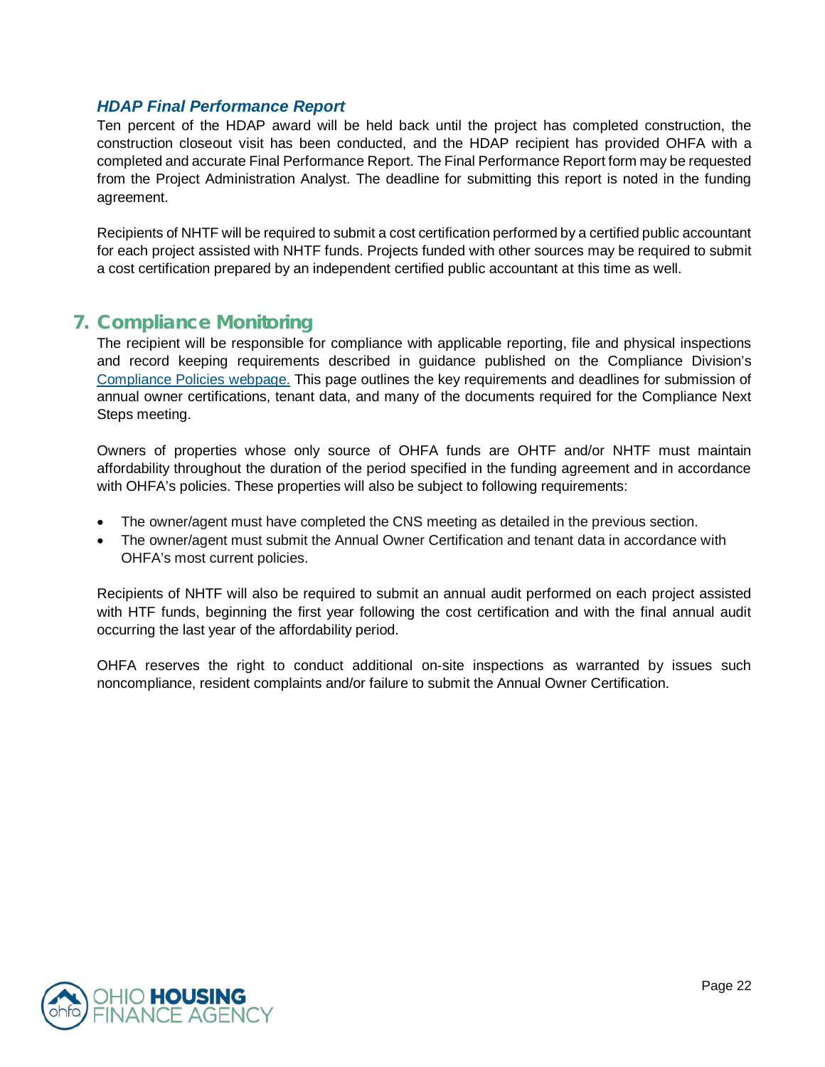### *HDAP Final Performance Report*

Ten percent of the HDAP award will be held back until the project has completed construction, the construction closeout visit has been conducted, and the HDAP recipient has provided OHFA with a completed and accurate Final Performance Report. The Final Performance Report form may be requested from the Project Administration Analyst. The deadline for submitting this report is noted in the funding agreement.

Recipients of NHTF will be required to submit a cost certification performed by a certified public accountant for each project assisted with NHTF funds. Projects funded with other sources may be required to submit a cost certification prepared by an independent certified public accountant at this time as well.

## 7. Compliance Monitoring

The recipient will be responsible for compliance with applicable reporting, file and physical inspections and record keeping requirements described in guidance published on the Compliance Division's Compliance Policies webpage. This page outlines the key requirements and deadlines for submission of annual owner certifications, tenant data, and many of the documents required for the Compliance Next Steps meeting.

Owners of properties whose only source of OHFA funds are OHTF and/or NHTF must maintain affordability throughout the duration of the period specified in the funding agreement and in accordance with OHFA's policies. These properties will also be subject to following requirements:

- The owner/agent must have completed the CNS meeting as detailed in the previous section.
- The owner/agent must submit the Annual Owner Certification and tenant data in accordance with OHFA's most current policies.

Recipients of NHTF will also be required to submit an annual audit performed on each project assisted with HTF funds, beginning the first year following the cost certification and with the final annual audit occurring the last year of the affordability period.

OHFA reserves the right to conduct additional on-site inspections as warranted by issues such noncompliance, resident complaints and/or failure to submit the Annual Owner Certification.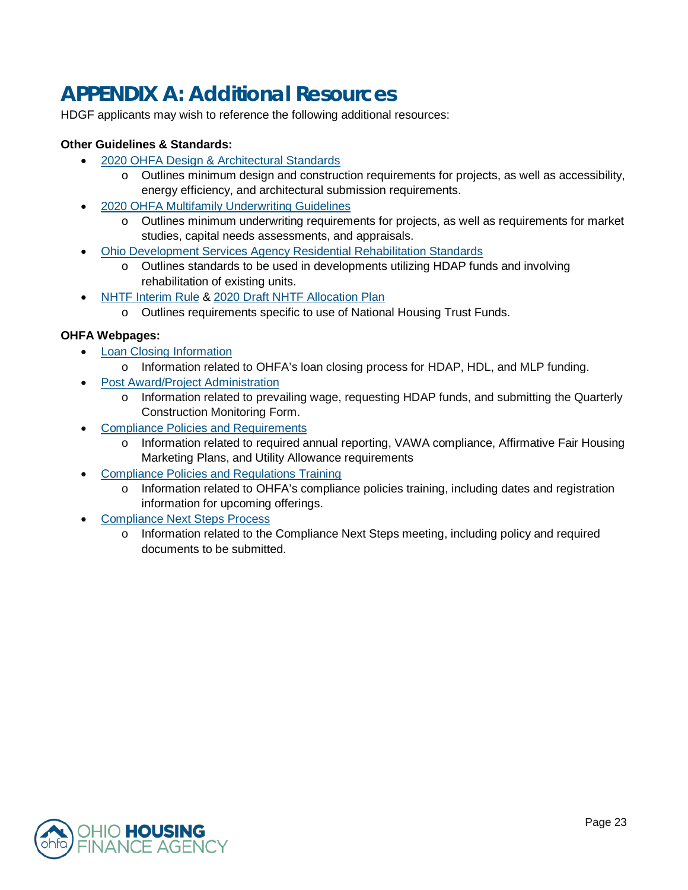# APPENDIX A: Additional Resources

HDGF applicants may wish to reference the following additional resources:

**Other Guidelines & Standards:**

- 2020 OHFA Design & Architectural Standards
  - Outlines minimum design and construction requirements for projects, as well as accessibility, energy efficiency, and architectural submission requirements.
- 2020 OHFA Multifamily Underwriting Guidelines
  - Outlines minimum underwriting requirements for projects, as well as requirements for market studies, capital needs assessments, and appraisals.
- Ohio Development Services Agency Residential Rehabilitation Standards
  - Outlines standards to be used in developments utilizing HDAP funds and involving rehabilitation of existing units.
- NHTF Interim Rule & 2020 Draft NHTF Allocation Plan
  - Outlines requirements specific to use of National Housing Trust Funds.

**OHFA Webpages:**

- Loan Closing Information
  - Information related to OHFA's loan closing process for HDAP, HDL, and MLP funding.
- Post Award/Project Administration
  - Information related to prevailing wage, requesting HDAP funds, and submitting the Quarterly Construction Monitoring Form.
- Compliance Policies and Requirements
  - Information related to required annual reporting, VAWA compliance, Affirmative Fair Housing Marketing Plans, and Utility Allowance requirements
- Compliance Policies and Regulations Training
  - Information related to OHFA's compliance policies training, including dates and registration information for upcoming offerings.
- Compliance Next Steps Process
  - Information related to the Compliance Next Steps meeting, including policy and required documents to be submitted.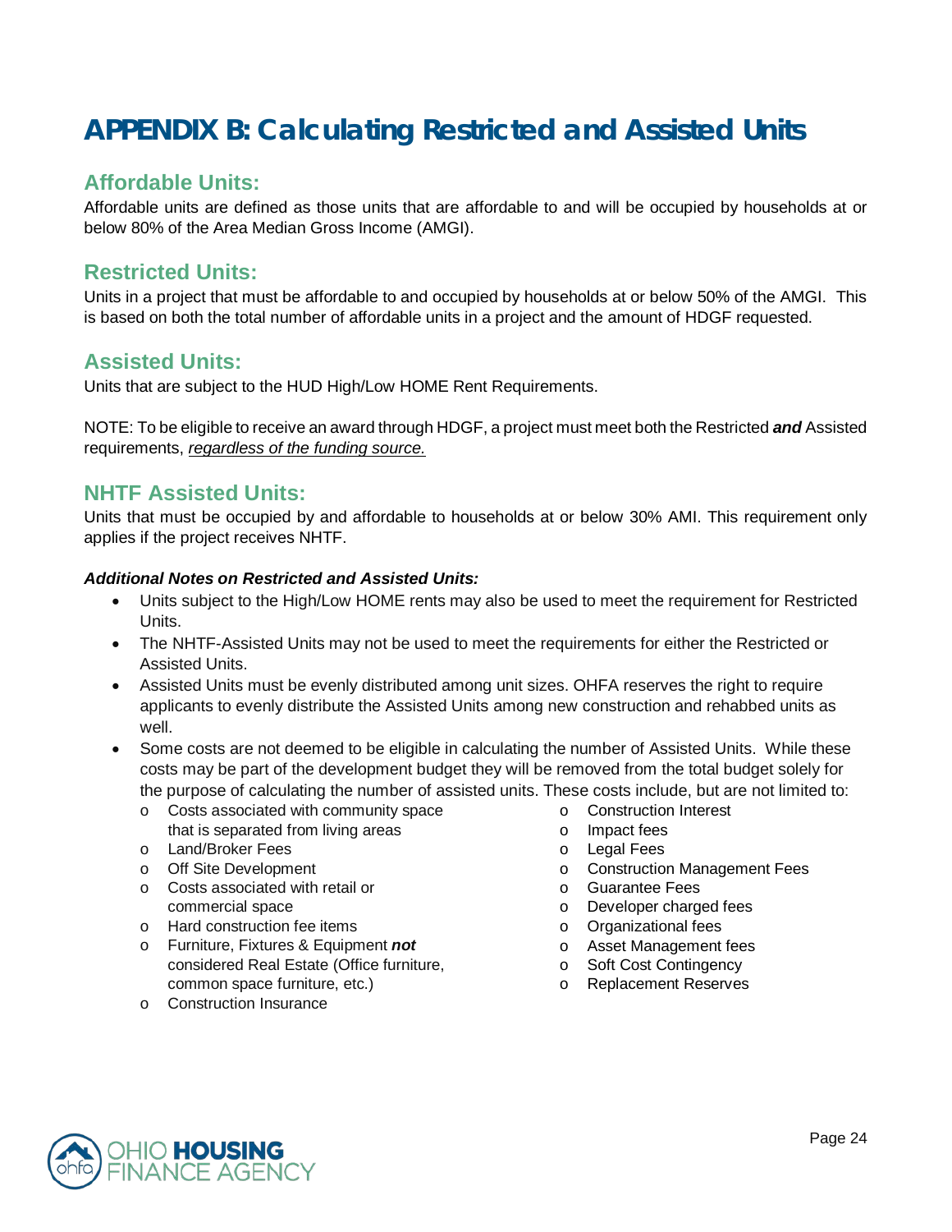# APPENDIX B: Calculating Restricted and Assisted Units

## Affordable Units:

Affordable units are defined as those units that are affordable to and will be occupied by households at or below 80% of the Area Median Gross Income (AMGI).

## Restricted Units:

Units in a project that must be affordable to and occupied by households at or below 50% of the AMGI. This is based on both the total number of affordable units in a project and the amount of HDGF requested.

## Assisted Units:

Units that are subject to the HUD High/Low HOME Rent Requirements.

NOTE: To be eligible to receive an award through HDGF, a project must meet both the Restricted ***and*** Assisted requirements, *regardless of the funding source.*

## NHTF Assisted Units:

Units that must be occupied by and affordable to households at or below 30% AMI. This requirement only applies if the project receives NHTF.

***Additional Notes on Restricted and Assisted Units:***

- Units subject to the High/Low HOME rents may also be used to meet the requirement for Restricted Units.
- The NHTF-Assisted Units may not be used to meet the requirements for either the Restricted or Assisted Units.
- Assisted Units must be evenly distributed among unit sizes. OHFA reserves the right to require applicants to evenly distribute the Assisted Units among new construction and rehabbed units as well.
- Some costs are not deemed to be eligible in calculating the number of Assisted Units. While these costs may be part of the development budget they will be removed from the total budget solely for the purpose of calculating the number of assisted units. These costs include, but are not limited to:
  - Costs associated with community space that is separated from living areas
  - Land/Broker Fees
  - Off Site Development
  - Costs associated with retail or commercial space
  - Hard construction fee items
  - Furniture, Fixtures & Equipment ***not*** considered Real Estate (Office furniture, common space furniture, etc.)
  - Construction Insurance
  - Construction Interest
  - Impact fees
  - Legal Fees
  - Construction Management Fees
  - Guarantee Fees
  - Developer charged fees
  - Organizational fees
  - Asset Management fees
  - Soft Cost Contingency
  - Replacement Reserves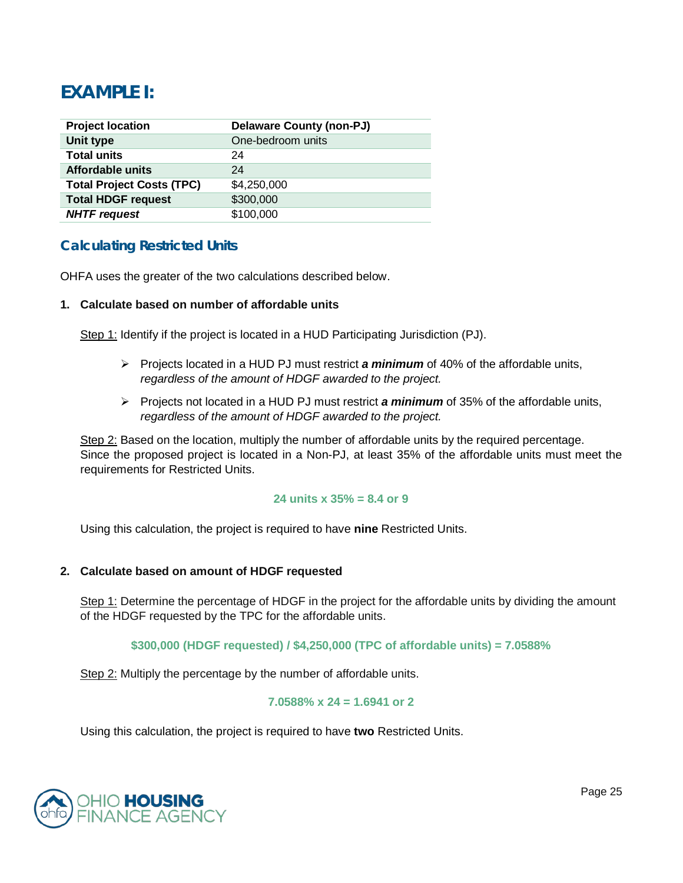# EXAMPLE I:

| Project location | Delaware County (non-PJ) |
|---|---|
| Unit type | One-bedroom units |
| Total units | 24 |
| Affordable units | 24 |
| Total Project Costs (TPC) | $4,250,000 |
| Total HDGF request | $300,000 |
| ***NHTF request*** | $100,000 |

## Calculating Restricted Units

OHFA uses the greater of the two calculations described below.

1. **Calculate based on number of affordable units**

   Step 1: Identify if the project is located in a HUD Participating Jurisdiction (PJ).

   - Projects located in a HUD PJ must restrict ***a minimum*** of 40% of the affordable units, *regardless of the amount of HDGF awarded to the project.*
   - Projects not located in a HUD PJ must restrict ***a minimum*** of 35% of the affordable units, *regardless of the amount of HDGF awarded to the project.*

   Step 2: Based on the location, multiply the number of affordable units by the required percentage. Since the proposed project is located in a Non-PJ, at least 35% of the affordable units must meet the requirements for Restricted Units.

   **24 units x 35% = 8.4 or 9**

   Using this calculation, the project is required to have **nine** Restricted Units.

2. **Calculate based on amount of HDGF requested**

   Step 1: Determine the percentage of HDGF in the project for the affordable units by dividing the amount of the HDGF requested by the TPC for the affordable units.

   **$300,000 (HDGF requested) / $4,250,000 (TPC of affordable units) = 7.0588%**

   Step 2: Multiply the percentage by the number of affordable units.

   **7.0588% x 24 = 1.6941 or 2**

   Using this calculation, the project is required to have **two** Restricted Units.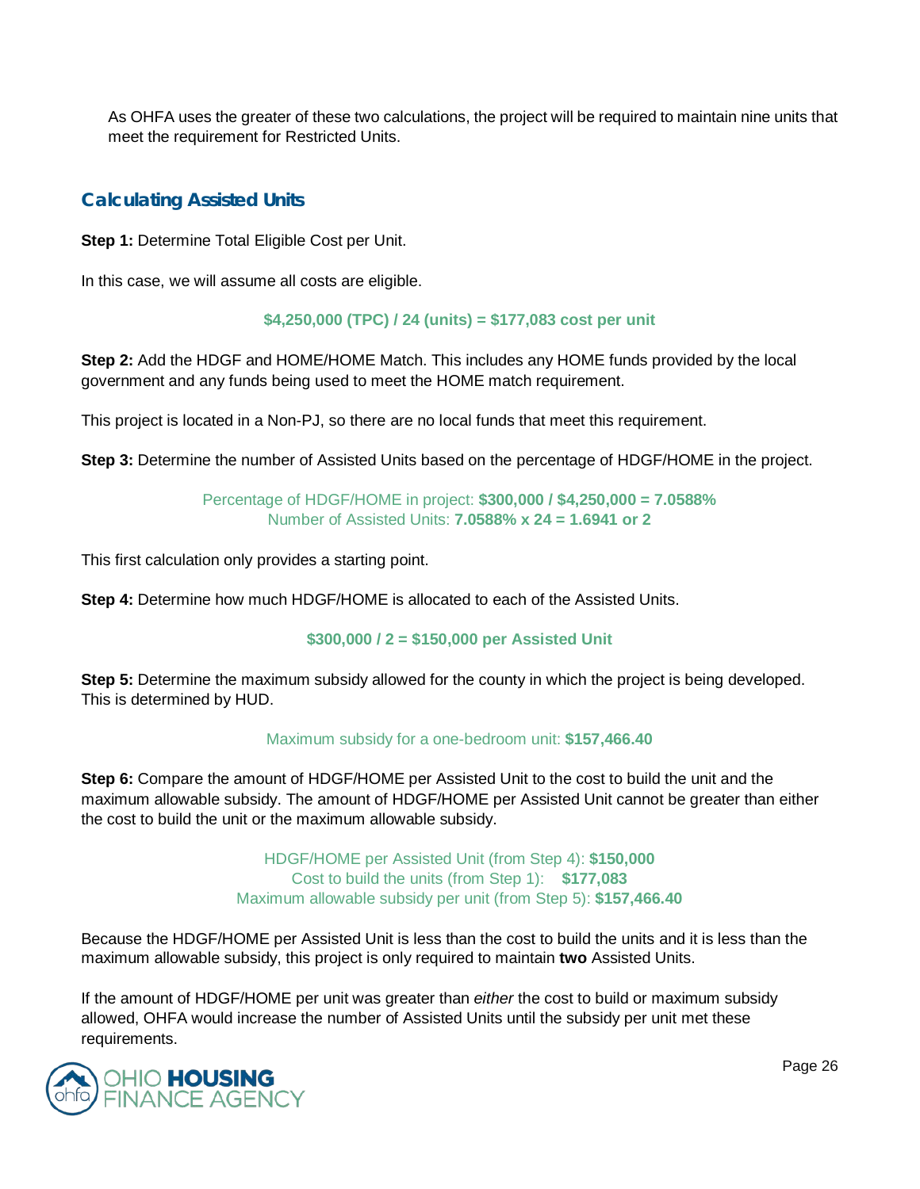As OHFA uses the greater of these two calculations, the project will be required to maintain nine units that meet the requirement for Restricted Units.

## Calculating Assisted Units

**Step 1:** Determine Total Eligible Cost per Unit.

In this case, we will assume all costs are eligible.

**$4,250,000 (TPC) / 24 (units) = $177,083 cost per unit**

**Step 2:** Add the HDGF and HOME/HOME Match. This includes any HOME funds provided by the local government and any funds being used to meet the HOME match requirement.

This project is located in a Non-PJ, so there are no local funds that meet this requirement.

**Step 3:** Determine the number of Assisted Units based on the percentage of HDGF/HOME in the project.

Percentage of HDGF/HOME in project: **$300,000 / $4,250,000 = 7.0588%**
Number of Assisted Units: **7.0588% x 24 = 1.6941 or 2**

This first calculation only provides a starting point.

**Step 4:** Determine how much HDGF/HOME is allocated to each of the Assisted Units.

**$300,000 / 2 = $150,000 per Assisted Unit**

**Step 5:** Determine the maximum subsidy allowed for the county in which the project is being developed. This is determined by HUD.

Maximum subsidy for a one-bedroom unit: **$157,466.40**

**Step 6:** Compare the amount of HDGF/HOME per Assisted Unit to the cost to build the unit and the maximum allowable subsidy. The amount of HDGF/HOME per Assisted Unit cannot be greater than either the cost to build the unit or the maximum allowable subsidy.

HDGF/HOME per Assisted Unit (from Step 4): **$150,000**
Cost to build the units (from Step 1): **$177,083**
Maximum allowable subsidy per unit (from Step 5): **$157,466.40**

Because the HDGF/HOME per Assisted Unit is less than the cost to build the units and it is less than the maximum allowable subsidy, this project is only required to maintain **two** Assisted Units.

If the amount of HDGF/HOME per unit was greater than *either* the cost to build or maximum subsidy allowed, OHFA would increase the number of Assisted Units until the subsidy per unit met these requirements.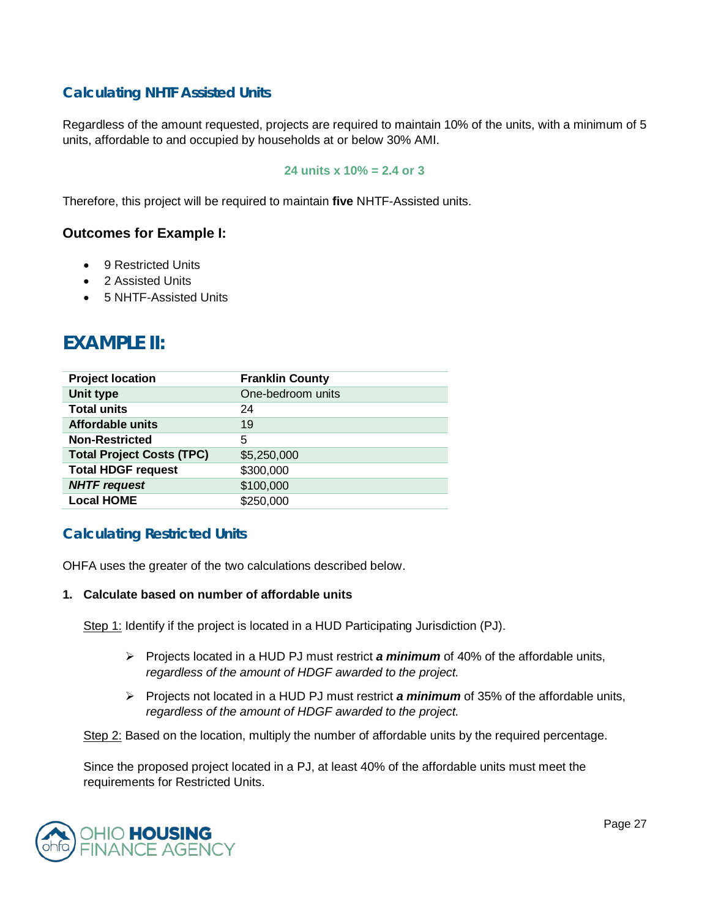### Calculating NHTF Assisted Units

Regardless of the amount requested, projects are required to maintain 10% of the units, with a minimum of 5 units, affordable to and occupied by households at or below 30% AMI.

**24 units x 10% = 2.4 or 3**

Therefore, this project will be required to maintain **five** NHTF-Assisted units.

### Outcomes for Example I:

- 9 Restricted Units
- 2 Assisted Units
- 5 NHTF-Assisted Units

## EXAMPLE II:

| **Project location** | **Franklin County** |
|---|---|
| **Unit type** | One-bedroom units |
| **Total units** | 24 |
| **Affordable units** | 19 |
| **Non-Restricted** | 5 |
| **Total Project Costs (TPC)** | $5,250,000 |
| **Total HDGF request** | $300,000 |
| ***NHTF request*** | $100,000 |
| **Local HOME** | $250,000 |

### Calculating Restricted Units

OHFA uses the greater of the two calculations described below.

**1. Calculate based on number of affordable units**

Step 1: Identify if the project is located in a HUD Participating Jurisdiction (PJ).

- Projects located in a HUD PJ must restrict ***a minimum*** of 40% of the affordable units, *regardless of the amount of HDGF awarded to the project.*
- Projects not located in a HUD PJ must restrict ***a minimum*** of 35% of the affordable units, *regardless of the amount of HDGF awarded to the project.*

Step 2: Based on the location, multiply the number of affordable units by the required percentage.

Since the proposed project located in a PJ, at least 40% of the affordable units must meet the requirements for Restricted Units.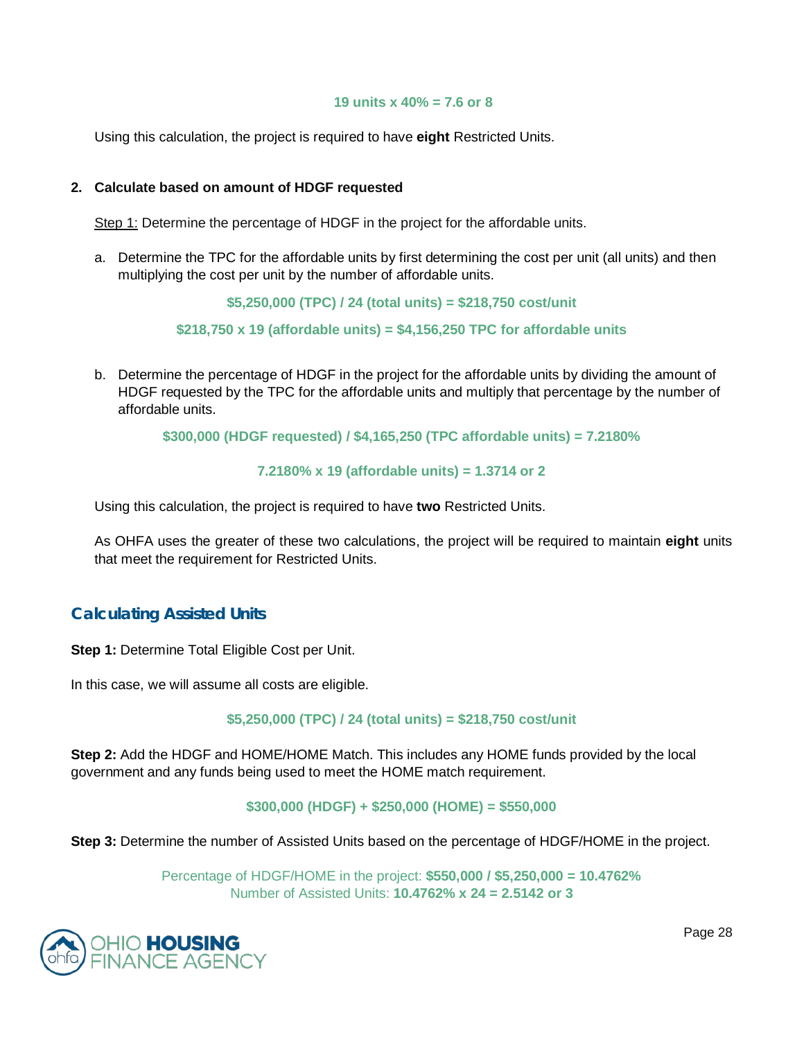**19 units x 40% = 7.6 or 8**

Using this calculation, the project is required to have **eight** Restricted Units.

2. **Calculate based on amount of HDGF requested**

   Step 1: Determine the percentage of HDGF in the project for the affordable units.

   a. Determine the TPC for the affordable units by first determining the cost per unit (all units) and then multiplying the cost per unit by the number of affordable units.

      **$5,250,000 (TPC) / 24 (total units) = $218,750 cost/unit**

      **$218,750 x 19 (affordable units) = $4,156,250 TPC for affordable units**

   b. Determine the percentage of HDGF in the project for the affordable units by dividing the amount of HDGF requested by the TPC for the affordable units and multiply that percentage by the number of affordable units.

      **$300,000 (HDGF requested) / $4,165,250 (TPC affordable units) = 7.2180%**

      **7.2180% x 19 (affordable units) = 1.3714 or 2**

   Using this calculation, the project is required to have **two** Restricted Units.

   As OHFA uses the greater of these two calculations, the project will be required to maintain **eight** units that meet the requirement for Restricted Units.

## Calculating Assisted Units

**Step 1:** Determine Total Eligible Cost per Unit.

In this case, we will assume all costs are eligible.

**$5,250,000 (TPC) / 24 (total units) = $218,750 cost/unit**

**Step 2:** Add the HDGF and HOME/HOME Match. This includes any HOME funds provided by the local government and any funds being used to meet the HOME match requirement.

**$300,000 (HDGF) + $250,000 (HOME) = $550,000**

**Step 3:** Determine the number of Assisted Units based on the percentage of HDGF/HOME in the project.

Percentage of HDGF/HOME in the project: **$550,000 / $5,250,000 = 10.4762%**
Number of Assisted Units: **10.4762% x 24 = 2.5142 or 3**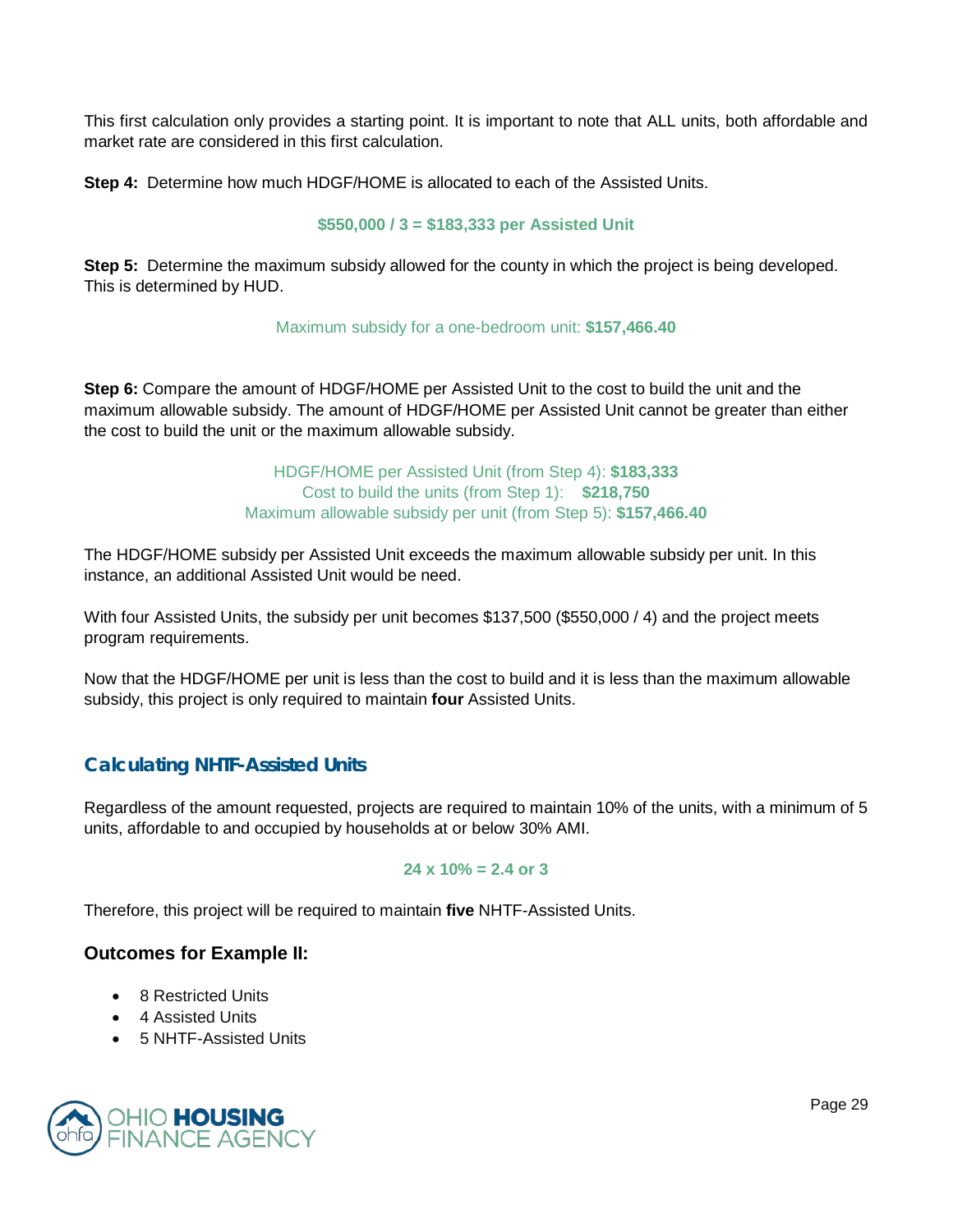This first calculation only provides a starting point. It is important to note that ALL units, both affordable and market rate are considered in this first calculation.

**Step 4:** Determine how much HDGF/HOME is allocated to each of the Assisted Units.

**$550,000 / 3 = $183,333 per Assisted Unit**

**Step 5:** Determine the maximum subsidy allowed for the county in which the project is being developed. This is determined by HUD.

Maximum subsidy for a one-bedroom unit: **$157,466.40**

**Step 6:** Compare the amount of HDGF/HOME per Assisted Unit to the cost to build the unit and the maximum allowable subsidy. The amount of HDGF/HOME per Assisted Unit cannot be greater than either the cost to build the unit or the maximum allowable subsidy.

HDGF/HOME per Assisted Unit (from Step 4): **$183,333**
Cost to build the units (from Step 1): **$218,750**
Maximum allowable subsidy per unit (from Step 5): **$157,466.40**

The HDGF/HOME subsidy per Assisted Unit exceeds the maximum allowable subsidy per unit. In this instance, an additional Assisted Unit would be need.

With four Assisted Units, the subsidy per unit becomes $137,500 ($550,000 / 4) and the project meets program requirements.

Now that the HDGF/HOME per unit is less than the cost to build and it is less than the maximum allowable subsidy, this project is only required to maintain **four** Assisted Units.

## Calculating NHTF-Assisted Units

Regardless of the amount requested, projects are required to maintain 10% of the units, with a minimum of 5 units, affordable to and occupied by households at or below 30% AMI.

**24 x 10% = 2.4 or 3**

Therefore, this project will be required to maintain **five** NHTF-Assisted Units.

### Outcomes for Example II:

- 8 Restricted Units
- 4 Assisted Units
- 5 NHTF-Assisted Units